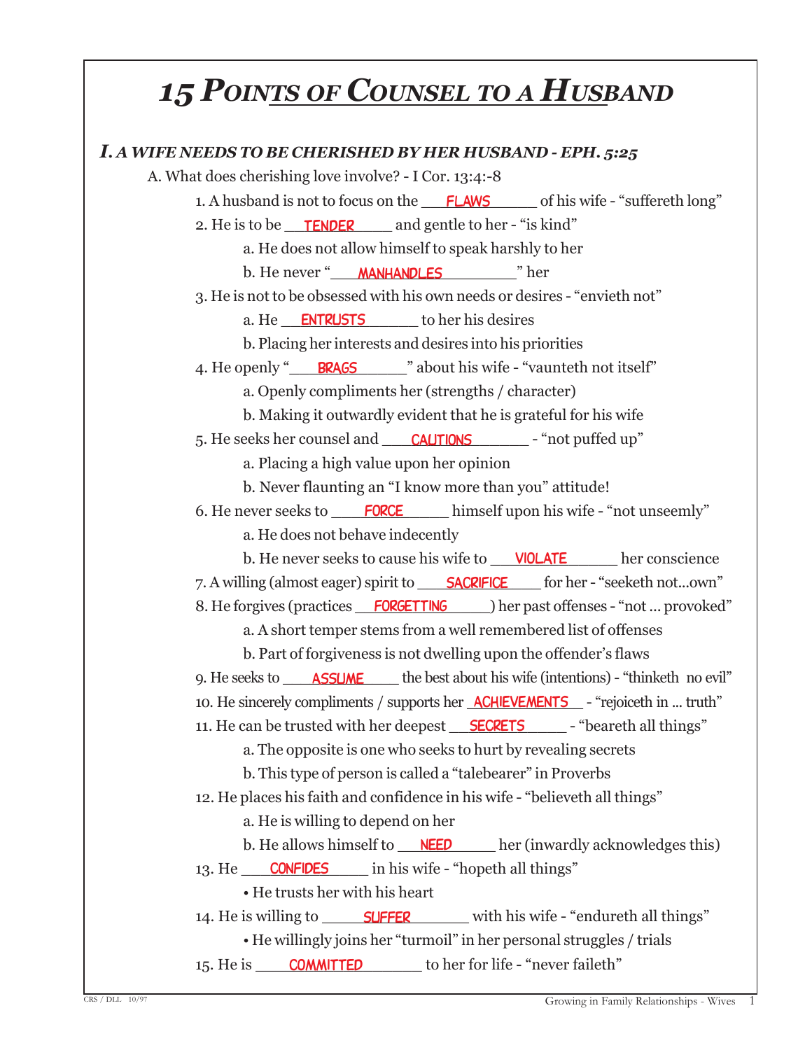# *15 Points of Counsel to a Husband*

### *I. A WIFE NEEDS TO BE CHERISHED BY HER HUSBAND - EPH. 5:25*

A. What does cherishing love involve? - I Cor. 13:4:-8

1. A husband is not to focus on the ___FLAWS___ of his wife - "suffereth long"
2. He is to be ___TENDER___ and gentle to her - "is kind"
    - a. He does not allow himself to speak harshly to her
    - b. He never "___MANHANDLES___" her
3. He is not to be obsessed with his own needs or desires - "envieth not"
    - a. He ___ENTRUSTS___ to her his desires
    - b. Placing her interests and desires into his priorities
4. He openly "___BRAGS___" about his wife - "vaunteth not itself"
    - a. Openly compliments her (strengths / character)
    - b. Making it outwardly evident that he is grateful for his wife
5. He seeks her counsel and ___CAUTIONS___ - "not puffed up"
    - a. Placing a high value upon her opinion
    - b. Never flaunting an "I know more than you" attitude!
6. He never seeks to ___FORCE___ himself upon his wife - "not unseemly"
    - a. He does not behave indecently
    - b. He never seeks to cause his wife to ___VIOLATE___ her conscience
7. A willing (almost eager) spirit to ___SACRIFICE___ for her - "seeketh not...own"
8. He forgives (practices ___FORGETTING___) her past offenses - "not ... provoked"
    - a. A short temper stems from a well remembered list of offenses
    - b. Part of forgiveness is not dwelling upon the offender's flaws
9. He seeks to ___ASSUME___ the best about his wife (intentions) - "thinketh no evil"
10. He sincerely compliments / supports her ___ACHIEVEMENTS___ - "rejoiceth in ... truth"
11. He can be trusted with her deepest ___SECRETS___ - "beareth all things"
    - a. The opposite is one who seeks to hurt by revealing secrets
    - b. This type of person is called a "talebearer" in Proverbs
12. He places his faith and confidence in his wife - "believeth all things"
    - a. He is willing to depend on her
    - b. He allows himself to ___NEED___ her (inwardly acknowledges this)
13. He ___CONFIDES___ in his wife - "hopeth all things"
    - • He trusts her with his heart
14. He is willing to ___SUFFER___ with his wife - "endureth all things"
    - • He willingly joins her "turmoil" in her personal struggles / trials
15. He is ___COMMITTED___ to her for life - "never faileth"

CRS / DLL 10/97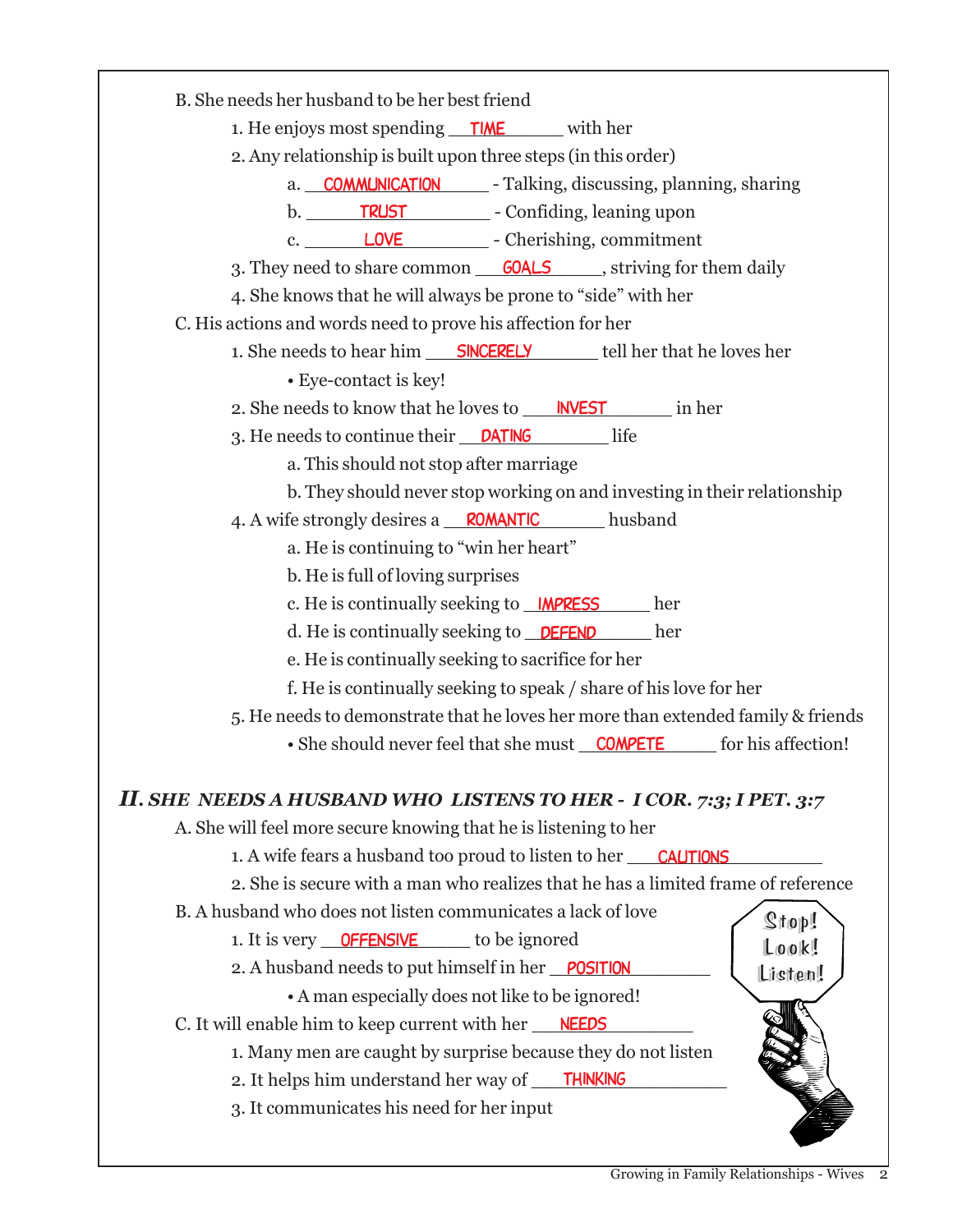B. She needs her husband to be her best friend

1. He enjoys most spending TIME with her
2. Any relationship is built upon three steps (in this order)
   - a. COMMUNICATION - Talking, discussing, planning, sharing
   - b. TRUST - Confiding, leaning upon
   - c. LOVE - Cherishing, commitment
3. They need to share common GOALS, striving for them daily
4. She knows that he will always be prone to "side" with her

C. His actions and words need to prove his affection for her

1. She needs to hear him SINCERELY tell her that he loves her
   - Eye-contact is key!
2. She needs to know that he loves to INVEST in her
3. He needs to continue their DATING life
   - a. This should not stop after marriage
   - b. They should never stop working on and investing in their relationship
4. A wife strongly desires a ROMANTIC husband
   - a. He is continuing to "win her heart"
   - b. He is full of loving surprises
   - c. He is continually seeking to IMPRESS her
   - d. He is continually seeking to DEFEND her
   - e. He is continually seeking to sacrifice for her
   - f. He is continually seeking to speak / share of his love for her
5. He needs to demonstrate that he loves her more than extended family & friends
   - She should never feel that she must COMPETE for his affection!

## *II. SHE NEEDS A HUSBAND WHO LISTENS TO HER - I COR. 7:3; I PET. 3:7*

A. She will feel more secure knowing that he is listening to her

1. A wife fears a husband too proud to listen to her CAUTIONS
2. She is secure with a man who realizes that he has a limited frame of reference

B. A husband who does not listen communicates a lack of love

1. It is very OFFENSIVE to be ignored
2. A husband needs to put himself in her POSITION
   - A man especially does not like to be ignored!

C. It will enable him to keep current with her NEEDS

1. Many men are caught by surprise because they do not listen
2. It helps him understand her way of THINKING
3. It communicates his need for her input

Stop! Look! Listen!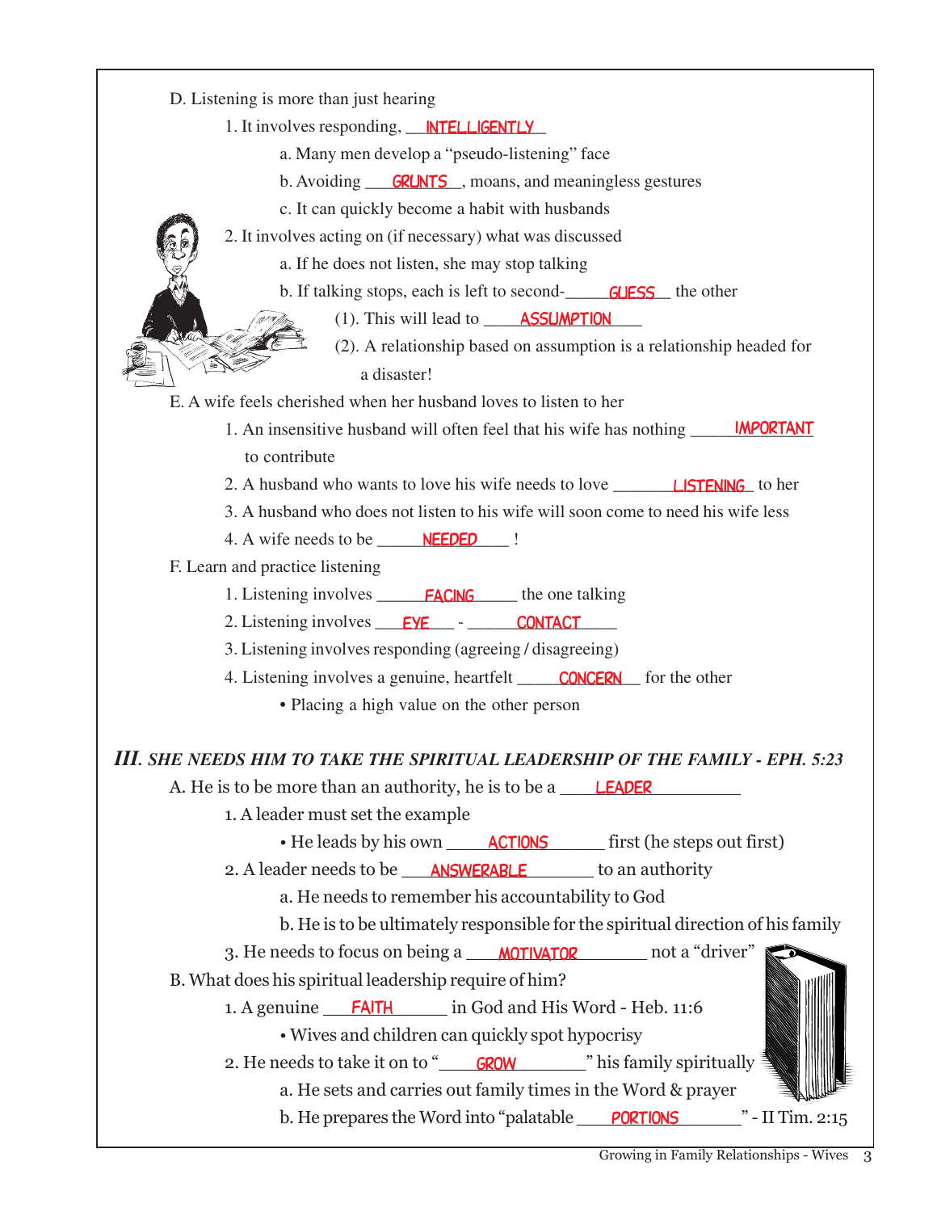D. Listening is more than just hearing

1. It involves responding, __INTELLIGENTLY__
    a. Many men develop a "pseudo-listening" face
    b. Avoiding __GRUNTS__, moans, and meaningless gestures
    c. It can quickly become a habit with husbands
2. It involves acting on (if necessary) what was discussed
    a. If he does not listen, she may stop talking
    b. If talking stops, each is left to second-__GUESS__ the other
        (1). This will lead to __ASSUMPTION__
        (2). A relationship based on assumption is a relationship headed for a disaster!

E. A wife feels cherished when her husband loves to listen to her

1. An insensitive husband will often feel that his wife has nothing __IMPORTANT__ to contribute
2. A husband who wants to love his wife needs to love __LISTENING__ to her
3. A husband who does not listen to his wife will soon come to need his wife less
4. A wife needs to be __NEEDED__ !

F. Learn and practice listening

1. Listening involves __FACING__ the one talking
2. Listening involves __EYE__ - __CONTACT__
3. Listening involves responding (agreeing / disagreeing)
4. Listening involves a genuine, heartfelt __CONCERN__ for the other
    • Placing a high value on the other person

## *III. SHE NEEDS HIM TO TAKE THE SPIRITUAL LEADERSHIP OF THE FAMILY - EPH. 5:23*

A. He is to be more than an authority, he is to be a __LEADER__

1. A leader must set the example
    • He leads by his own __ACTIONS__ first (he steps out first)
2. A leader needs to be __ANSWERABLE__ to an authority
    a. He needs to remember his accountability to God
    b. He is to be ultimately responsible for the spiritual direction of his family
3. He needs to focus on being a __MOTIVATOR__ not a "driver"

B. What does his spiritual leadership require of him?

1. A genuine __FAITH__ in God and His Word - Heb. 11:6
    • Wives and children can quickly spot hypocrisy
2. He needs to take it on to "__GROW__" his family spiritually
    a. He sets and carries out family times in the Word & prayer
    b. He prepares the Word into "palatable __PORTIONS__" - II Tim. 2:15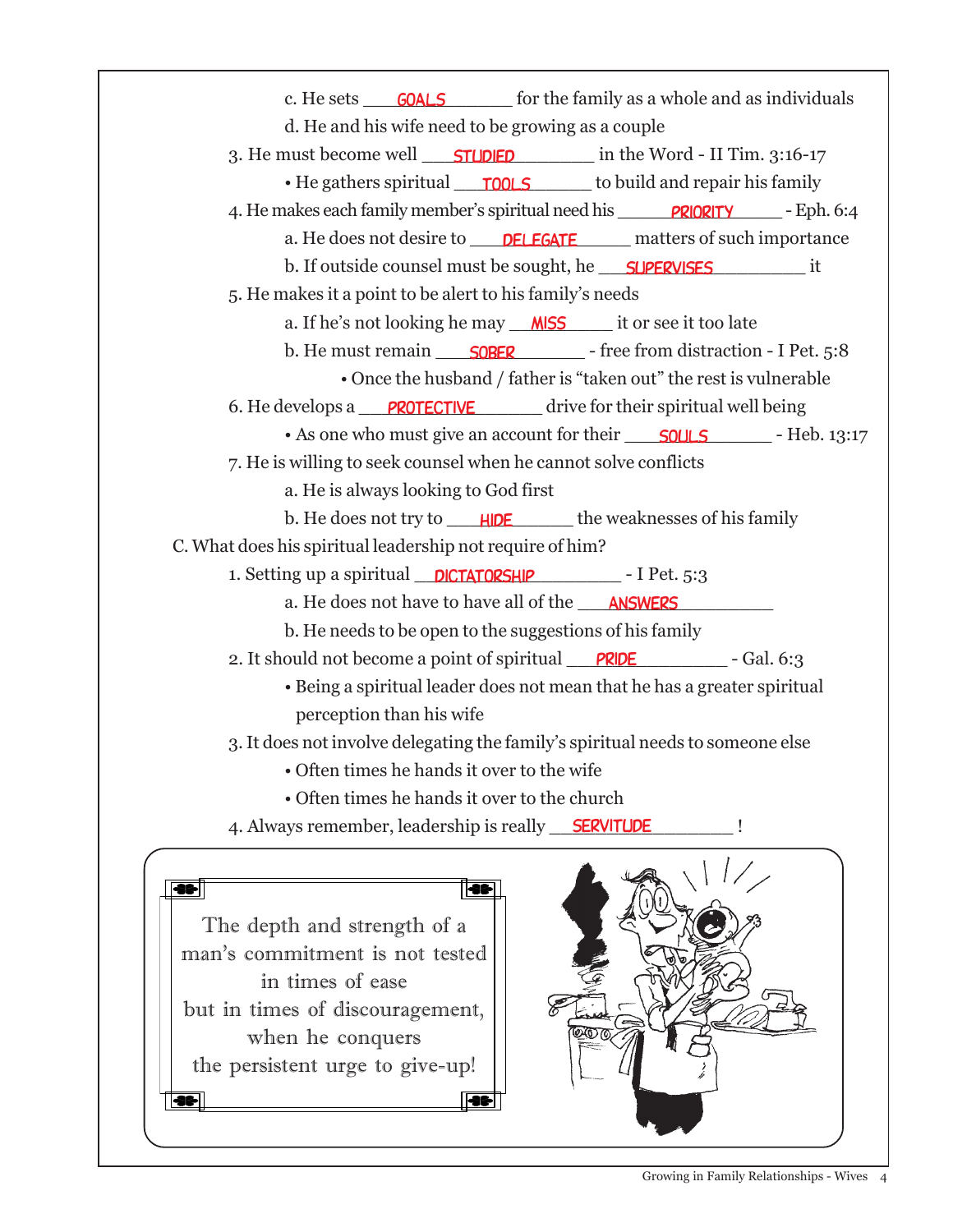c. He sets GOALS for the family as a whole and as individuals

d. He and his wife need to be growing as a couple

3. He must become well STUDIED in the Word - II Tim. 3:16-17
   - He gathers spiritual TOOLS to build and repair his family

4. He makes each family member's spiritual need his PRIORITY - Eph. 6:4

   a. He does not desire to DELEGATE matters of such importance

   b. If outside counsel must be sought, he SUPERVISES it

5. He makes it a point to be alert to his family's needs

   a. If he's not looking he may MISS it or see it too late

   b. He must remain SOBER - free from distraction - I Pet. 5:8
      - Once the husband / father is "taken out" the rest is vulnerable

6. He develops a PROTECTIVE drive for their spiritual well being
   - As one who must give an account for their SOULS - Heb. 13:17

7. He is willing to seek counsel when he cannot solve conflicts

   a. He is always looking to God first

   b. He does not try to HIDE the weaknesses of his family

C. What does his spiritual leadership not require of him?

1. Setting up a spiritual DICTATORSHIP - I Pet. 5:3

   a. He does not have to have all of the ANSWERS

   b. He needs to be open to the suggestions of his family

2. It should not become a point of spiritual PRIDE - Gal. 6:3
   - Being a spiritual leader does not mean that he has a greater spiritual perception than his wife

3. It does not involve delegating the family's spiritual needs to someone else
   - Often times he hands it over to the wife
   - Often times he hands it over to the church

4. Always remember, leadership is really SERVITUDE !

> The depth and strength of a man's commitment is not tested in times of ease but in times of discouragement, when he conquers the persistent urge to give-up!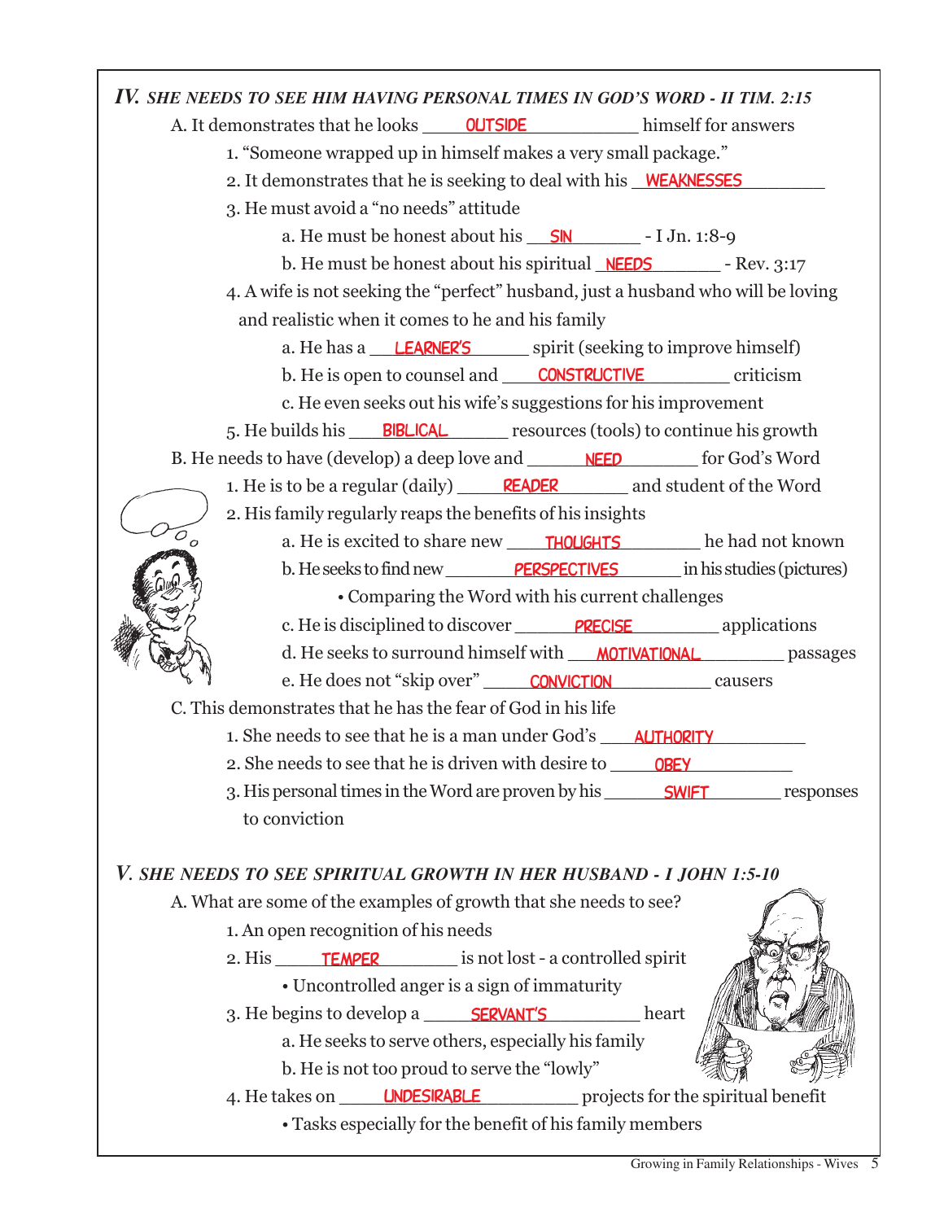## *IV. SHE NEEDS TO SEE HIM HAVING PERSONAL TIMES IN GOD'S WORD - II TIM. 2:15*

A. It demonstrates that he looks __OUTSIDE__ himself for answers

1. "Someone wrapped up in himself makes a very small package."
2. It demonstrates that he is seeking to deal with his __WEAKNESSES__
3. He must avoid a "no needs" attitude
    - a. He must be honest about his __SIN__ - I Jn. 1:8-9
    - b. He must be honest about his spiritual __NEEDS__ - Rev. 3:17
4. A wife is not seeking the "perfect" husband, just a husband who will be loving and realistic when it comes to he and his family
    - a. He has a __LEARNER'S__ spirit (seeking to improve himself)
    - b. He is open to counsel and __CONSTRUCTIVE__ criticism
    - c. He even seeks out his wife's suggestions for his improvement
5. He builds his __BIBLICAL__ resources (tools) to continue his growth

B. He needs to have (develop) a deep love and __NEED__ for God's Word

1. He is to be a regular (daily) __READER__ and student of the Word
2. His family regularly reaps the benefits of his insights
    - a. He is excited to share new __THOUGHTS__ he had not known
    - b. He seeks to find new __PERSPECTIVES__ in his studies (pictures)
        - Comparing the Word with his current challenges
    - c. He is disciplined to discover __PRECISE__ applications
    - d. He seeks to surround himself with __MOTIVATIONAL__ passages
    - e. He does not "skip over" __CONVICTION__ causers

C. This demonstrates that he has the fear of God in his life

1. She needs to see that he is a man under God's __AUTHORITY__
2. She needs to see that he is driven with desire to __OBEY__
3. His personal times in the Word are proven by his __SWIFT__ responses to conviction

## *V. SHE NEEDS TO SEE SPIRITUAL GROWTH IN HER HUSBAND - I JOHN 1:5-10*

A. What are some of the examples of growth that she needs to see?

1. An open recognition of his needs
2. His __TEMPER__ is not lost - a controlled spirit
    - Uncontrolled anger is a sign of immaturity
3. He begins to develop a __SERVANT'S__ heart
    - a. He seeks to serve others, especially his family
    - b. He is not too proud to serve the "lowly"
4. He takes on __UNDESIRABLE__ projects for the spiritual benefit
    - Tasks especially for the benefit of his family members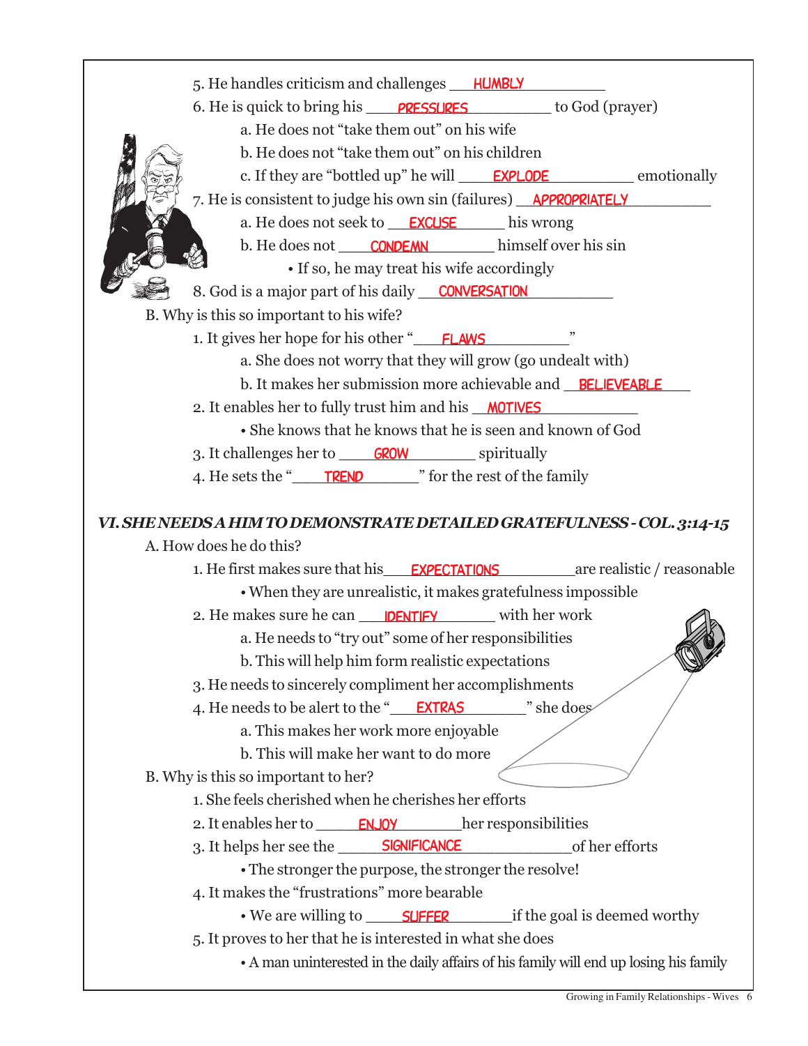5. He handles criticism and challenges HUMBLY
6. He is quick to bring his PRESSURES to God (prayer)
   a. He does not "take them out" on his wife
   b. He does not "take them out" on his children
   c. If they are "bottled up" he will EXPLODE emotionally
7. He is consistent to judge his own sin (failures) APPROPRIATELY
   a. He does not seek to EXCUSE his wrong
   b. He does not CONDEMN himself over his sin
      - If so, he may treat his wife accordingly
8. God is a major part of his daily CONVERSATION

B. Why is this so important to his wife?
1. It gives her hope for his other "FLAWS"
   a. She does not worry that they will grow (go undealt with)
   b. It makes her submission more achievable and BELIEVEABLE
2. It enables her to fully trust him and his MOTIVES
   - She knows that he knows that he is seen and known of God
3. It challenges her to GROW spiritually
4. He sets the "TREND" for the rest of the family

## *VI. SHE NEEDS A HIM TO DEMONSTRATE DETAILED GRATEFULNESS - COL. 3:14-15*

A. How does he do this?
1. He first makes sure that his EXPECTATIONS are realistic / reasonable
   - When they are unrealistic, it makes gratefulness impossible
2. He makes sure he can IDENTIFY with her work
   a. He needs to "try out" some of her responsibilities
   b. This will help him form realistic expectations
3. He needs to sincerely compliment her accomplishments
4. He needs to be alert to the "EXTRAS" she does
   a. This makes her work more enjoyable
   b. This will make her want to do more

B. Why is this so important to her?
1. She feels cherished when he cherishes her efforts
2. It enables her to ENJOY her responsibilities
3. It helps her see the SIGNIFICANCE of her efforts
   - The stronger the purpose, the stronger the resolve!
4. It makes the "frustrations" more bearable
   - We are willing to SUFFER if the goal is deemed worthy
5. It proves to her that he is interested in what she does
   - A man uninterested in the daily affairs of his family will end up losing his family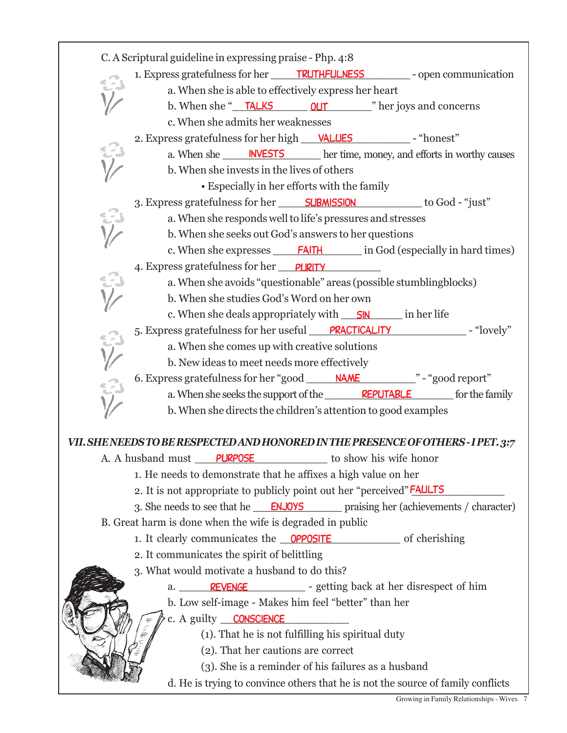C. A Scriptural guideline in expressing praise - Php. 4:8

1. Express gratefulness for her TRUTHFULNESS - open communication
   - a. When she is able to effectively express her heart
   - b. When she "TALKS OUT" her joys and concerns
   - c. When she admits her weaknesses
2. Express gratefulness for her high VALUES - "honest"
   - a. When she INVESTS her time, money, and efforts in worthy causes
   - b. When she invests in the lives of others
     - Especially in her efforts with the family
3. Express gratefulness for her SUBMISSION to God - "just"
   - a. When she responds well to life's pressures and stresses
   - b. When she seeks out God's answers to her questions
   - c. When she expresses FAITH in God (especially in hard times)
4. Express gratefulness for her PURITY
   - a. When she avoids "questionable" areas (possible stumblingblocks)
   - b. When she studies God's Word on her own
   - c. When she deals appropriately with SIN in her life
5. Express gratefulness for her useful PRACTICALITY - "lovely"
   - a. When she comes up with creative solutions
   - b. New ideas to meet needs more effectively
6. Express gratefulness for her "good NAME" - "good report"
   - a. When she seeks the support of the REPUTABLE for the family
   - b. When she directs the children's attention to good examples

***VII. SHE NEEDS TO BE RESPECTED AND HONORED IN THE PRESENCE OF OTHERS - I PET. 3:7***

A. A husband must PURPOSE to show his wife honor

1. He needs to demonstrate that he affixes a high value on her
2. It is not appropriate to publicly point out her "perceived" FAULTS
3. She needs to see that he ENJOYS praising her (achievements / character)

B. Great harm is done when the wife is degraded in public

1. It clearly communicates the OPPOSITE of cherishing
2. It communicates the spirit of belittling
3. What would motivate a husband to do this?
   - a. REVENGE - getting back at her disrespect of him
   - b. Low self-image - Makes him feel "better" than her
   - c. A guilty CONSCIENCE
     - (1). That he is not fulfilling his spiritual duty
     - (2). That her cautions are correct
     - (3). She is a reminder of his failures as a husband
   - d. He is trying to convince others that he is not the source of family conflicts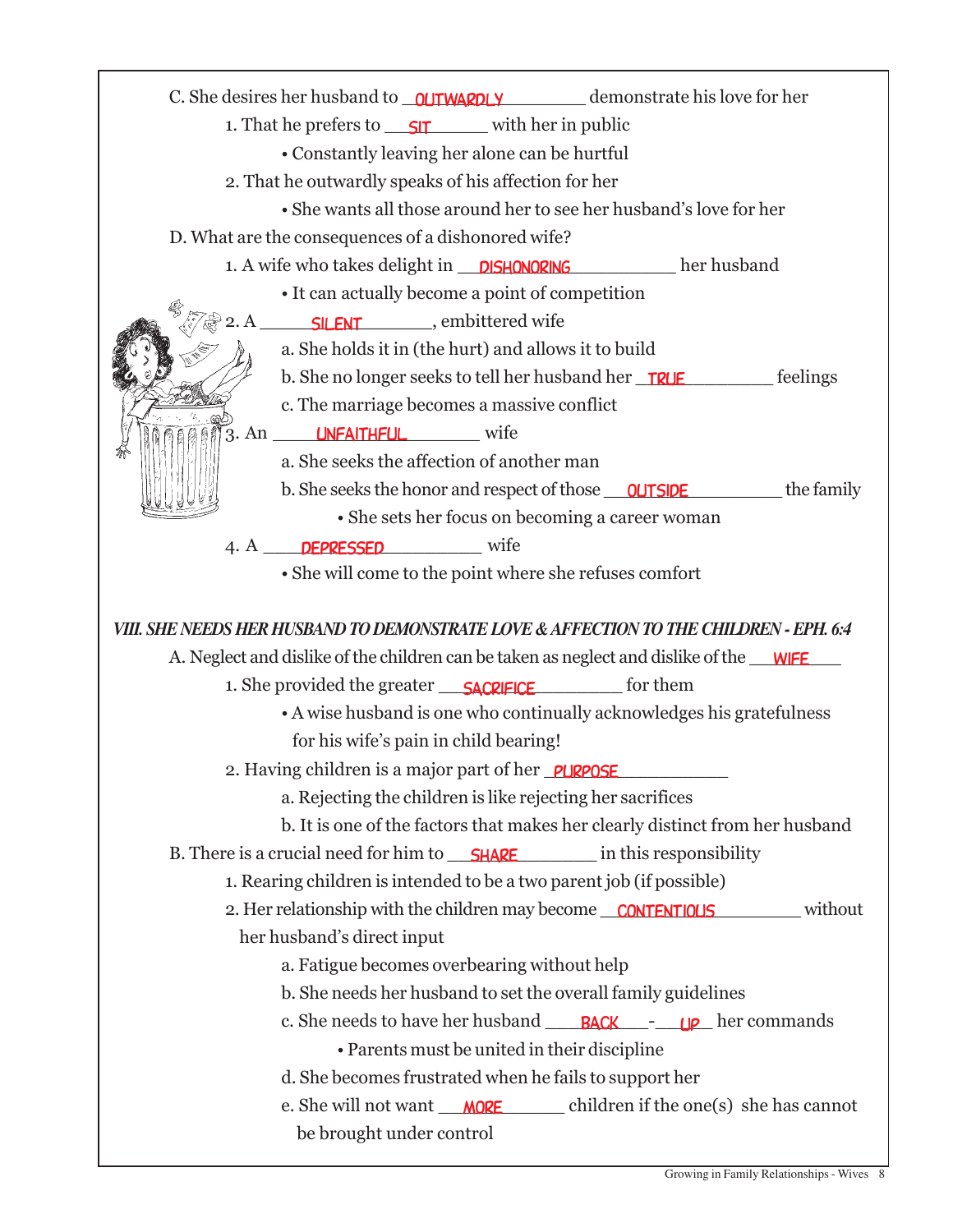C. She desires her husband to OUTWARDLY demonstrate his love for her

1. That he prefers to SIT with her in public
   - Constantly leaving her alone can be hurtful
2. That he outwardly speaks of his affection for her
   - She wants all those around her to see her husband's love for her

D. What are the consequences of a dishonored wife?

1. A wife who takes delight in DISHONORING her husband
   - It can actually become a point of competition
2. A SILENT, embittered wife
   a. She holds it in (the hurt) and allows it to build
   b. She no longer seeks to tell her husband her TRUE feelings
   c. The marriage becomes a massive conflict
3. An UNFAITHFUL wife
   a. She seeks the affection of another man
   b. She seeks the honor and respect of those OUTSIDE the family
      - She sets her focus on becoming a career woman
4. A DEPRESSED wife
   - She will come to the point where she refuses comfort

***VIII. SHE NEEDS HER HUSBAND TO DEMONSTRATE LOVE & AFFECTION TO THE CHILDREN - EPH. 6:4***

A. Neglect and dislike of the children can be taken as neglect and dislike of the WIFE

1. She provided the greater SACRIFICE for them
   - A wise husband is one who continually acknowledges his gratefulness for his wife's pain in child bearing!
2. Having children is a major part of her PURPOSE
   a. Rejecting the children is like rejecting her sacrifices
   b. It is one of the factors that makes her clearly distinct from her husband

B. There is a crucial need for him to SHARE in this responsibility

1. Rearing children is intended to be a two parent job (if possible)
2. Her relationship with the children may become CONTENTIOUS without her husband's direct input
   a. Fatigue becomes overbearing without help
   b. She needs her husband to set the overall family guidelines
   c. She needs to have her husband BACK-UP her commands
      - Parents must be united in their discipline
   d. She becomes frustrated when he fails to support her
   e. She will not want MORE children if the one(s) she has cannot be brought under control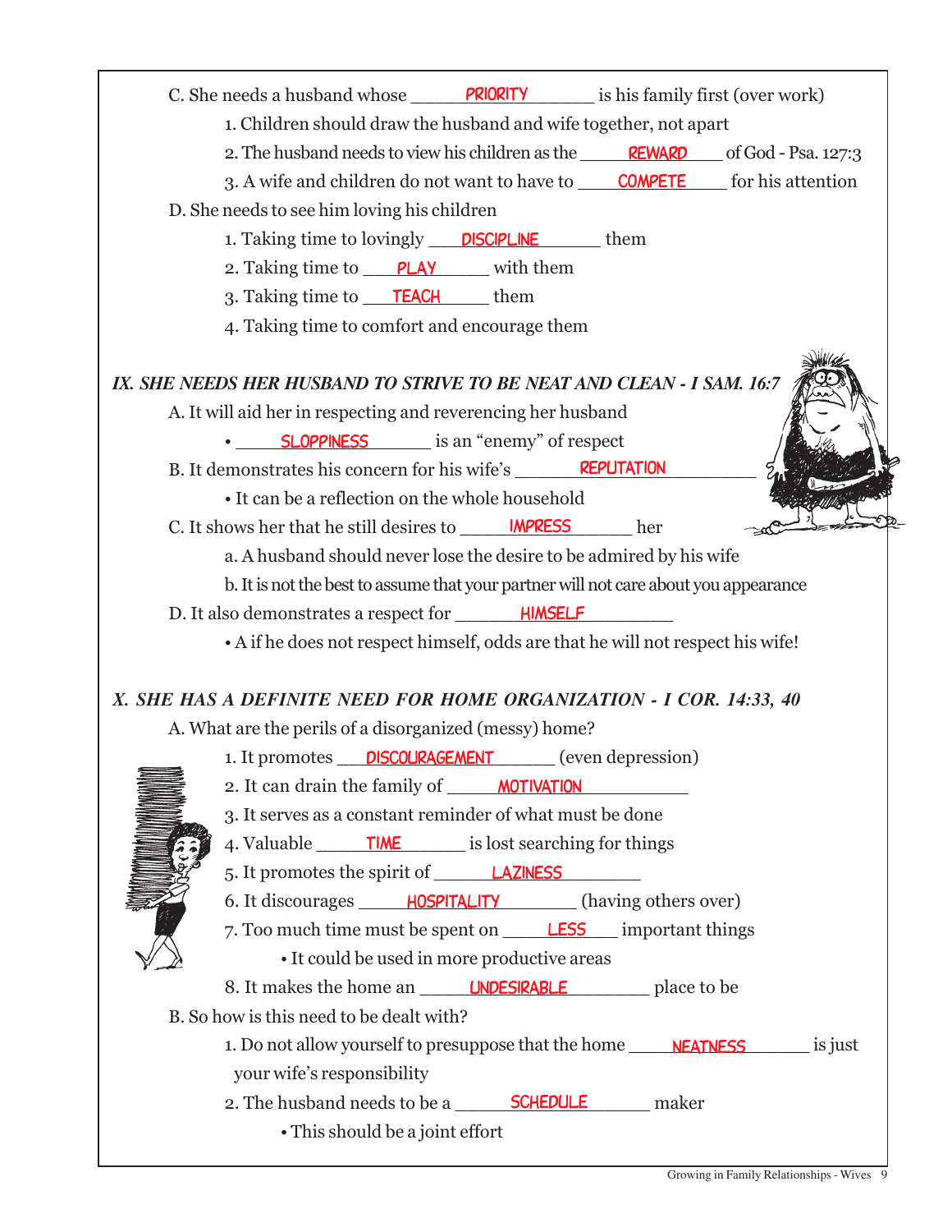C. She needs a husband whose PRIORITY is his family first (over work)

1. Children should draw the husband and wife together, not apart
2. The husband needs to view his children as the REWARD of God - Psa. 127:3
3. A wife and children do not want to have to COMPETE for his attention

D. She needs to see him loving his children

1. Taking time to lovingly DISCIPLINE them
2. Taking time to PLAY with them
3. Taking time to TEACH them
4. Taking time to comfort and encourage them

## *IX. SHE NEEDS HER HUSBAND TO STRIVE TO BE NEAT AND CLEAN - I SAM. 16:7*

A. It will aid her in respecting and reverencing her husband

- SLOPPINESS is an "enemy" of respect

B. It demonstrates his concern for his wife's REPUTATION

- It can be a reflection on the whole household

C. It shows her that he still desires to IMPRESS her

a. A husband should never lose the desire to be admired by his wife

b. It is not the best to assume that your partner will not care about you appearance

D. It also demonstrates a respect for HIMSELF

- A if he does not respect himself, odds are that he will not respect his wife!

## *X. SHE HAS A DEFINITE NEED FOR HOME ORGANIZATION - I COR. 14:33, 40*

A. What are the perils of a disorganized (messy) home?

1. It promotes DISCOURAGEMENT (even depression)
2. It can drain the family of MOTIVATION
3. It serves as a constant reminder of what must be done
4. Valuable TIME is lost searching for things
5. It promotes the spirit of LAZINESS
6. It discourages HOSPITALITY (having others over)
7. Too much time must be spent on LESS important things
   - It could be used in more productive areas
8. It makes the home an UNDESIRABLE place to be

B. So how is this need to be dealt with?

1. Do not allow yourself to presuppose that the home NEATNESS is just your wife's responsibility
2. The husband needs to be a SCHEDULE maker
   - This should be a joint effort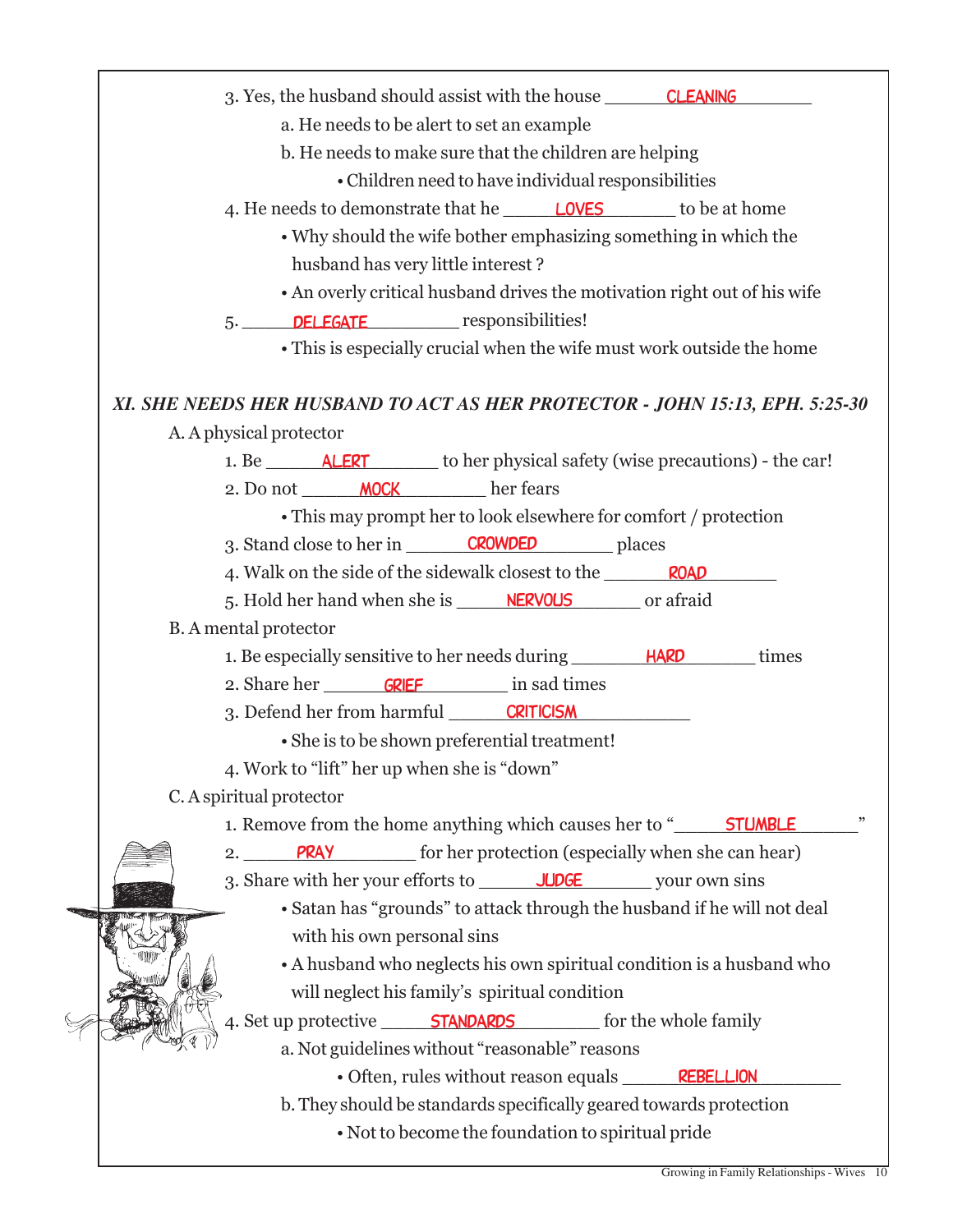3. Yes, the husband should assist with the house CLEANING
   - a. He needs to be alert to set an example
   - b. He needs to make sure that the children are helping
     - Children need to have individual responsibilities

4. He needs to demonstrate that he LOVES to be at home
   - Why should the wife bother emphasizing something in which the husband has very little interest ?
   - An overly critical husband drives the motivation right out of his wife

5. DELEGATE responsibilities!
   - This is especially crucial when the wife must work outside the home

### *XI. SHE NEEDS HER HUSBAND TO ACT AS HER PROTECTOR - JOHN 15:13, EPH. 5:25-30*

A. A physical protector

1. Be ALERT to her physical safety (wise precautions) - the car!
2. Do not MOCK her fears
   - This may prompt her to look elsewhere for comfort / protection
3. Stand close to her in CROWDED places
4. Walk on the side of the sidewalk closest to the ROAD
5. Hold her hand when she is NERVOUS or afraid

B. A mental protector

1. Be especially sensitive to her needs during HARD times
2. Share her GRIEF in sad times
3. Defend her from harmful CRITICISM
   - She is to be shown preferential treatment!
4. Work to "lift" her up when she is "down"

C. A spiritual protector

1. Remove from the home anything which causes her to "STUMBLE"
2. PRAY for her protection (especially when she can hear)
3. Share with her your efforts to JUDGE your own sins
   - Satan has "grounds" to attack through the husband if he will not deal with his own personal sins
   - A husband who neglects his own spiritual condition is a husband who will neglect his family's spiritual condition
4. Set up protective STANDARDS for the whole family
   - a. Not guidelines without "reasonable" reasons
     - Often, rules without reason equals REBELLION
   - b. They should be standards specifically geared towards protection
     - Not to become the foundation to spiritual pride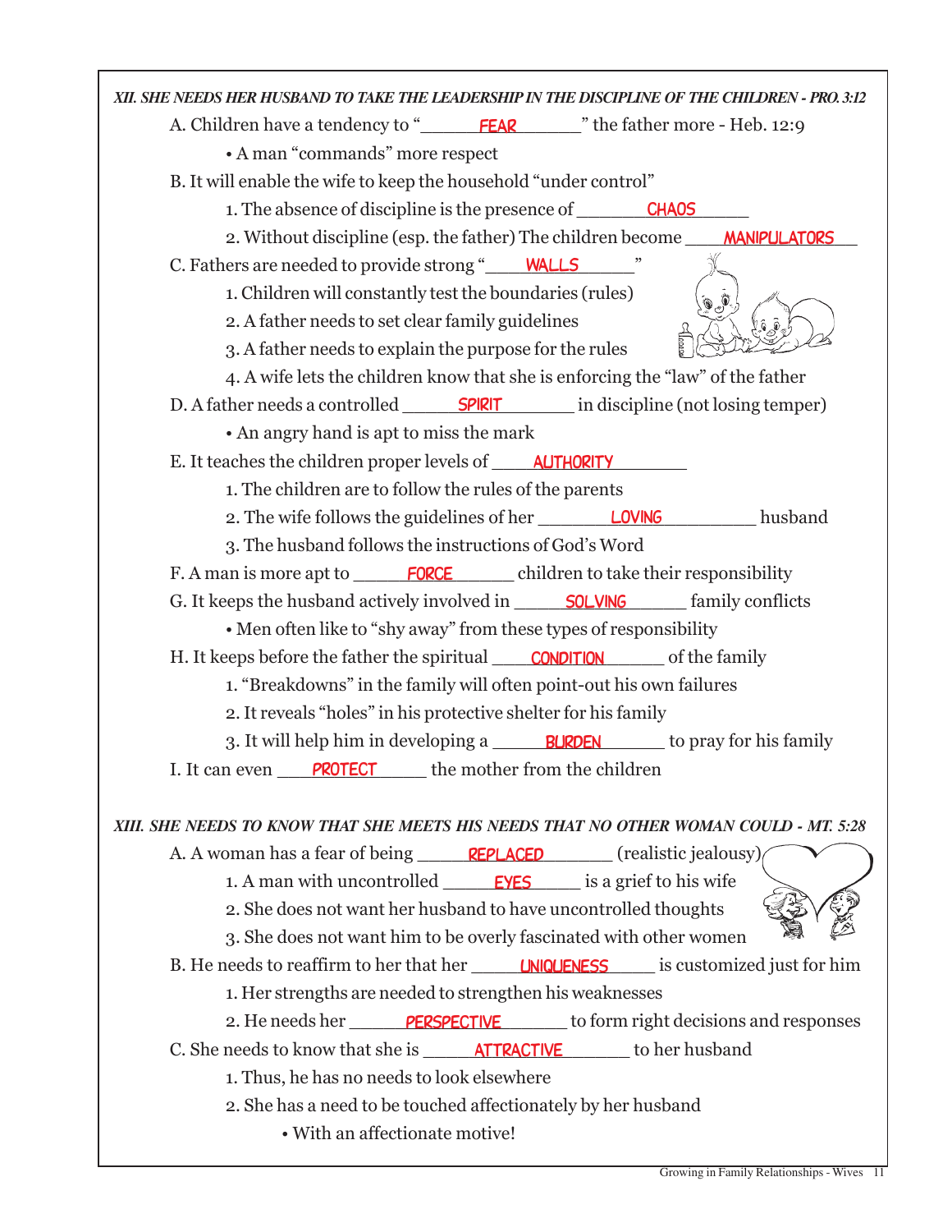### *XII. SHE NEEDS HER HUSBAND TO TAKE THE LEADERSHIP IN THE DISCIPLINE OF THE CHILDREN - PRO. 3:12*

A. Children have a tendency to "\_\_\_\_FEAR\_\_\_\_" the father more - Heb. 12:9

- A man "commands" more respect

B. It will enable the wife to keep the household "under control"

1. The absence of discipline is the presence of \_\_\_\_CHAOS\_\_\_\_
2. Without discipline (esp. the father) The children become \_\_\_\_MANIPULATORS\_\_\_\_

C. Fathers are needed to provide strong "\_\_\_\_WALLS\_\_\_\_"

1. Children will constantly test the boundaries (rules)
2. A father needs to set clear family guidelines
3. A father needs to explain the purpose for the rules
4. A wife lets the children know that she is enforcing the "law" of the father

D. A father needs a controlled \_\_\_\_SPIRIT\_\_\_\_ in discipline (not losing temper)

- An angry hand is apt to miss the mark

E. It teaches the children proper levels of \_\_\_\_AUTHORITY\_\_\_\_

1. The children are to follow the rules of the parents
2. The wife follows the guidelines of her \_\_\_\_LOVING\_\_\_\_ husband
3. The husband follows the instructions of God's Word

F. A man is more apt to \_\_\_\_FORCE\_\_\_\_ children to take their responsibility

G. It keeps the husband actively involved in \_\_\_\_SOLVING\_\_\_\_ family conflicts

- Men often like to "shy away" from these types of responsibility

H. It keeps before the father the spiritual \_\_\_\_CONDITION\_\_\_\_ of the family

1. "Breakdowns" in the family will often point-out his own failures
2. It reveals "holes" in his protective shelter for his family
3. It will help him in developing a \_\_\_\_BURDEN\_\_\_\_ to pray for his family

I. It can even \_\_\_\_PROTECT\_\_\_\_ the mother from the children

### *XIII. SHE NEEDS TO KNOW THAT SHE MEETS HIS NEEDS THAT NO OTHER WOMAN COULD - MT. 5:28*

A. A woman has a fear of being \_\_\_\_REPLACED\_\_\_\_ (realistic jealousy)

1. A man with uncontrolled \_\_\_\_EYES\_\_\_\_ is a grief to his wife
2. She does not want her husband to have uncontrolled thoughts
3. She does not want him to be overly fascinated with other women

B. He needs to reaffirm to her that her \_\_\_\_UNIQUENESS\_\_\_\_ is customized just for him

1. Her strengths are needed to strengthen his weaknesses
2. He needs her \_\_\_\_PERSPECTIVE\_\_\_\_ to form right decisions and responses

C. She needs to know that she is \_\_\_\_ATTRACTIVE\_\_\_\_ to her husband

1. Thus, he has no needs to look elsewhere
2. She has a need to be touched affectionately by her husband
   - With an affectionate motive!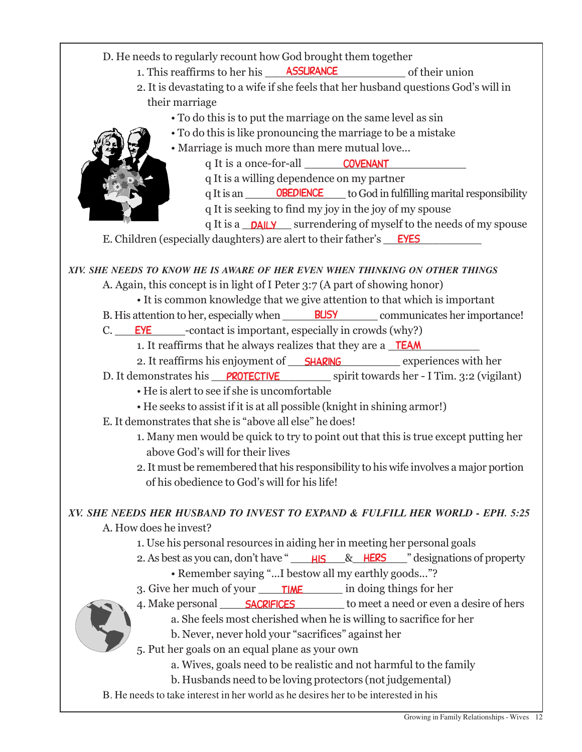D. He needs to regularly recount how God brought them together

1. This reaffirms to her his ASSURANCE of their union
2. It is devastating to a wife if she feels that her husband questions God's will in their marriage
   - To do this is to put the marriage on the same level as sin
   - To do this is like pronouncing the marriage to be a mistake
   - Marriage is much more than mere mutual love...
     - q It is a once-for-all COVENANT
     - q It is a willing dependence on my partner
     - q It is an OBEDIENCE to God in fulfilling marital responsibility
     - q It is seeking to find my joy in the joy of my spouse
     - q It is a DAILY surrendering of myself to the needs of my spouse

E. Children (especially daughters) are alert to their father's EYES

### *XIV. SHE NEEDS TO KNOW HE IS AWARE OF HER EVEN WHEN THINKING ON OTHER THINGS*

A. Again, this concept is in light of I Peter 3:7 (A part of showing honor)

- It is common knowledge that we give attention to that which is important

B. His attention to her, especially when BUSY communicates her importance!

C. EYE-contact is important, especially in crowds (why?)

1. It reaffirms that he always realizes that they are a TEAM
2. It reaffirms his enjoyment of SHARING experiences with her

D. It demonstrates his PROTECTIVE spirit towards her - I Tim. 3:2 (vigilant)

- He is alert to see if she is uncomfortable
- He seeks to assist if it is at all possible (knight in shining armor!)

E. It demonstrates that she is "above all else" he does!

1. Many men would be quick to try to point out that this is true except putting her above God's will for their lives
2. It must be remembered that his responsibility to his wife involves a major portion of his obedience to God's will for his life!

### *XV. SHE NEEDS HER HUSBAND TO INVEST TO EXPAND & FULFILL HER WORLD - EPH. 5:25*

A. How does he invest?

1. Use his personal resources in aiding her in meeting her personal goals
2. As best as you can, don't have " HIS & HERS " designations of property
   - Remember saying "...I bestow all my earthly goods..."?
3. Give her much of your TIME in doing things for her
4. Make personal SACRIFICES to meet a need or even a desire of hers
   a. She feels most cherished when he is willing to sacrifice for her
   b. Never, never hold your "sacrifices" against her
5. Put her goals on an equal plane as your own
   a. Wives, goals need to be realistic and not harmful to the family
   b. Husbands need to be loving protectors (not judgemental)

B. He needs to take interest in her world as he desires her to be interested in his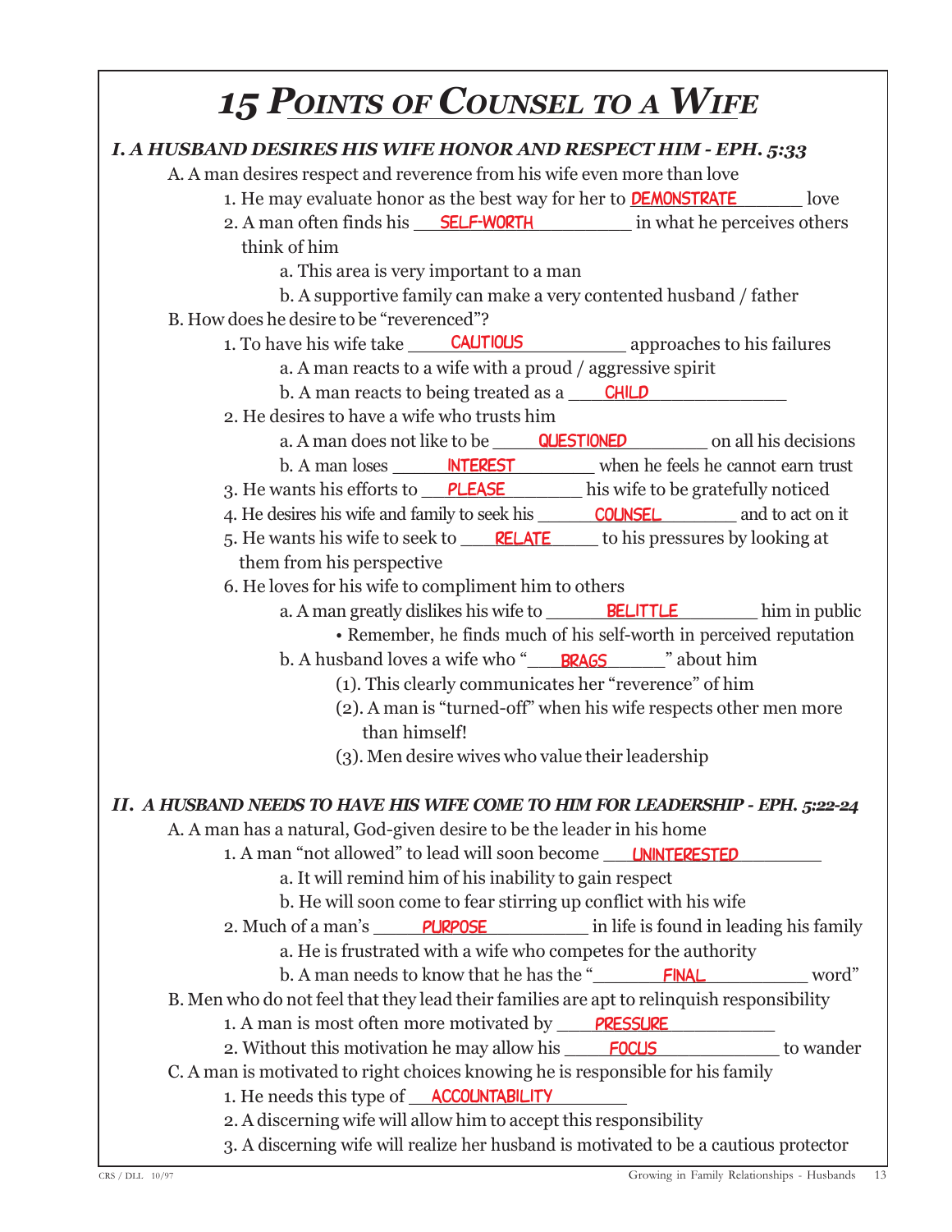# *15 POINTS OF COUNSEL TO A WIFE*

### *I. A HUSBAND DESIRES HIS WIFE HONOR AND RESPECT HIM - EPH. 5:33*

A. A man desires respect and reverence from his wife even more than love

1. He may evaluate honor as the best way for her to **DEMONSTRATE** love
2. A man often finds his **SELF-WORTH** in what he perceives others think of him
    - a. This area is very important to a man
    - b. A supportive family can make a very contented husband / father

B. How does he desire to be "reverenced"?

1. To have his wife take **CAUTIOUS** approaches to his failures
    - a. A man reacts to a wife with a proud / aggressive spirit
    - b. A man reacts to being treated as a **CHILD**
2. He desires to have a wife who trusts him
    - a. A man does not like to be **QUESTIONED** on all his decisions
    - b. A man loses **INTEREST** when he feels he cannot earn trust
3. He wants his efforts to **PLEASE** his wife to be gratefully noticed
4. He desires his wife and family to seek his **COUNSEL** and to act on it
5. He wants his wife to seek to **RELATE** to his pressures by looking at them from his perspective
6. He loves for his wife to compliment him to others
    - a. A man greatly dislikes his wife to **BELITTLE** him in public
        - • Remember, he finds much of his self-worth in perceived reputation
    - b. A husband loves a wife who "**BRAGS**" about him
        - (1). This clearly communicates her "reverence" of him
        - (2). A man is "turned-off" when his wife respects other men more than himself!
        - (3). Men desire wives who value their leadership

### *II. A HUSBAND NEEDS TO HAVE HIS WIFE COME TO HIM FOR LEADERSHIP - EPH. 5:22-24*

A. A man has a natural, God-given desire to be the leader in his home

1. A man "not allowed" to lead will soon become **UNINTERESTED**
    - a. It will remind him of his inability to gain respect
    - b. He will soon come to fear stirring up conflict with his wife
2. Much of a man's **PURPOSE** in life is found in leading his family
    - a. He is frustrated with a wife who competes for the authority
    - b. A man needs to know that he has the "**FINAL** word"

B. Men who do not feel that they lead their families are apt to relinquish responsibility

1. A man is most often more motivated by **PRESSURE**
2. Without this motivation he may allow his **FOCUS** to wander

C. A man is motivated to right choices knowing he is responsible for his family

1. He needs this type of **ACCOUNTABILITY**
2. A discerning wife will allow him to accept this responsibility
3. A discerning wife will realize her husband is motivated to be a cautious protector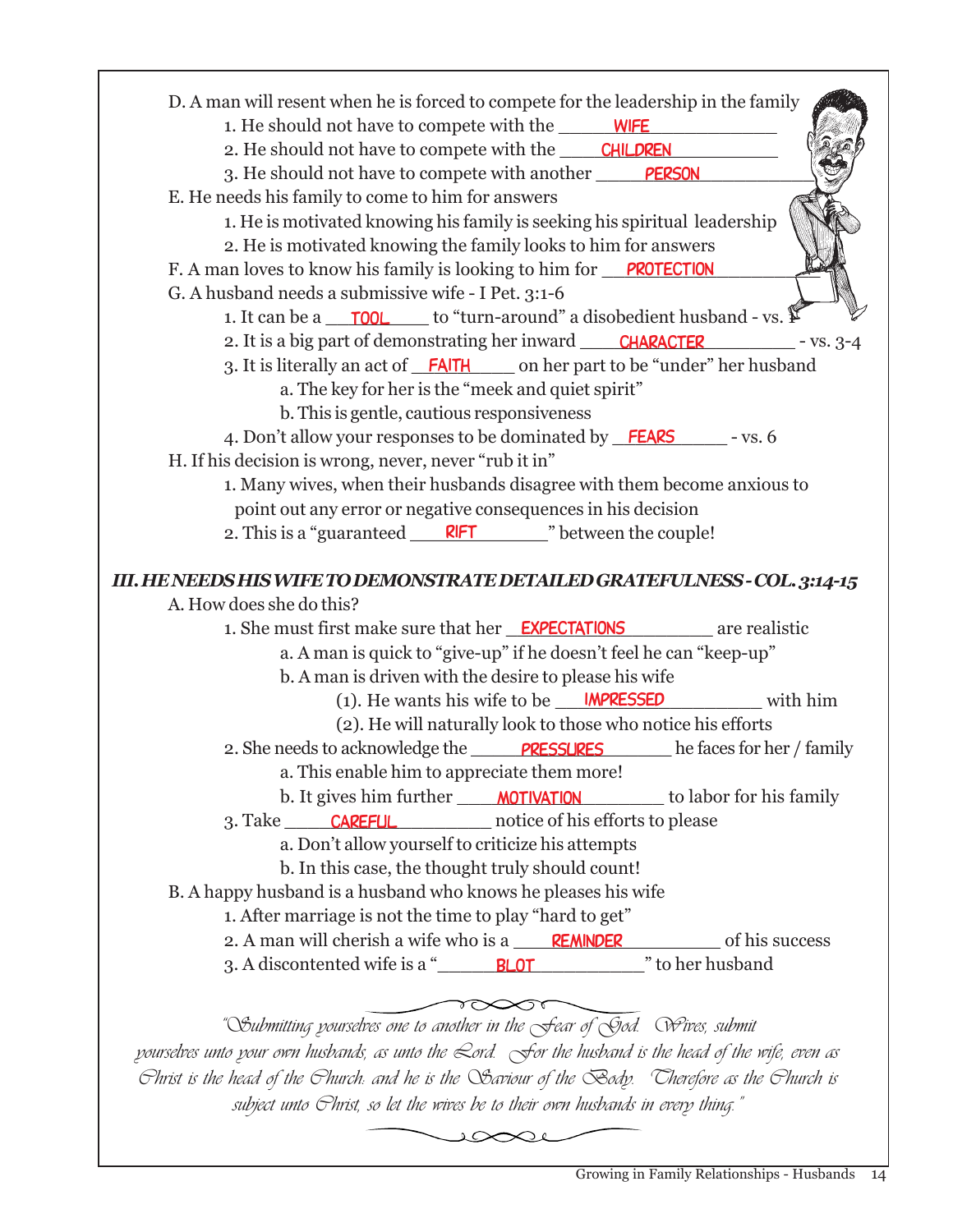D. A man will resent when he is forced to compete for the leadership in the family

1. He should not have to compete with the WIFE
2. He should not have to compete with the CHILDREN
3. He should not have to compete with another PERSON

E. He needs his family to come to him for answers

1. He is motivated knowing his family is seeking his spiritual leadership
2. He is motivated knowing the family looks to him for answers

F. A man loves to know his family is looking to him for PROTECTION

G. A husband needs a submissive wife - I Pet. 3:1-6

1. It can be a TOOL to "turn-around" a disobedient husband - vs. 1
2. It is a big part of demonstrating her inward CHARACTER - vs. 3-4
3. It is literally an act of FAITH on her part to be "under" her husband
   a. The key for her is the "meek and quiet spirit"
   b. This is gentle, cautious responsiveness
4. Don't allow your responses to be dominated by FEARS - vs. 6

H. If his decision is wrong, never, never "rub it in"

1. Many wives, when their husbands disagree with them become anxious to point out any error or negative consequences in his decision
2. This is a "guaranteed RIFT" between the couple!

### *III. HE NEEDS HIS WIFE TO DEMONSTRATE DETAILED GRATEFULNESS - COL. 3:14-15*

A. How does she do this?

1. She must first make sure that her EXPECTATIONS are realistic
   a. A man is quick to "give-up" if he doesn't feel he can "keep-up"
   b. A man is driven with the desire to please his wife
      (1). He wants his wife to be IMPRESSED with him
      (2). He will naturally look to those who notice his efforts
2. She needs to acknowledge the PRESSURES he faces for her / family
   a. This enable him to appreciate them more!
   b. It gives him further MOTIVATION to labor for his family
3. Take CAREFUL notice of his efforts to please
   a. Don't allow yourself to criticize his attempts
   b. In this case, the thought truly should count!

B. A happy husband is a husband who knows he pleases his wife

1. After marriage is not the time to play "hard to get"
2. A man will cherish a wife who is a REMINDER of his success
3. A discontented wife is a "BLOT" to her husband

*"Submitting yourselves one to another in the Fear of God. Wives, submit yourselves unto your own husbands, as unto the Lord. For the husband is the head of the wife, even as Christ is the head of the Church: and he is the Saviour of the Body. Therefore as the Church is subject unto Christ, so let the wives be to their own husbands in every thing."*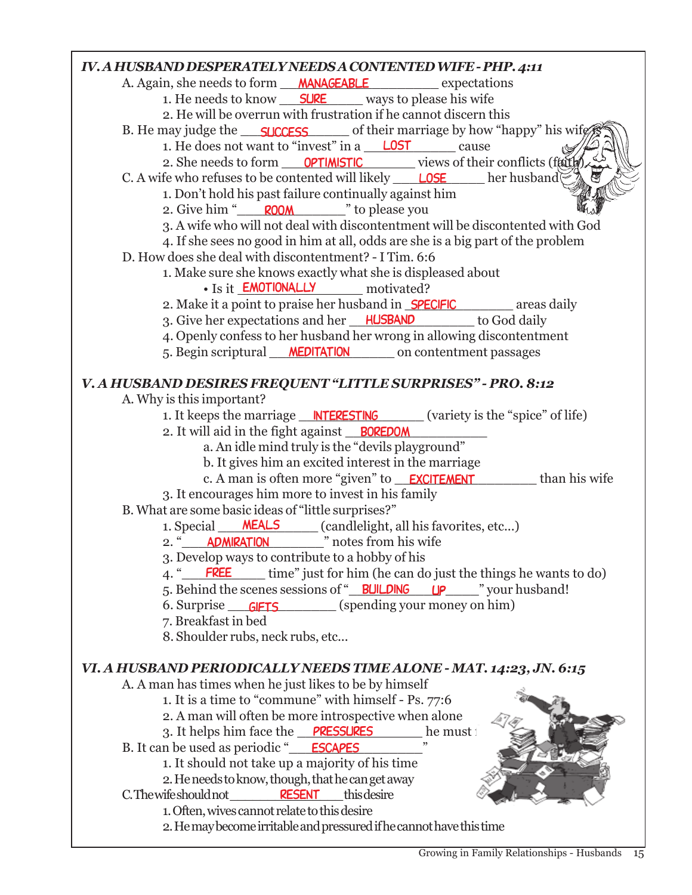### *IV. A HUSBAND DESPERATELY NEEDS A CONTENTED WIFE - PHP. 4:11*

A. Again, she needs to form MANAGEABLE expectations

1. He needs to know SURE ways to please his wife
2. He will be overrun with frustration if he cannot discern this

B. He may judge the SUCCESS of their marriage by how "happy" his wife is

1. He does not want to "invest" in a LOST cause
2. She needs to form OPTIMISTIC views of their conflicts (faith)

C. A wife who refuses to be contented will likely LOSE her husband

1. Don't hold his past failure continually against him
2. Give him "ROOM" to please you
3. A wife who will not deal with discontentment will be discontented with God
4. If she sees no good in him at all, odds are she is a big part of the problem

D. How does she deal with discontentment? - I Tim. 6:6

1. Make sure she knows exactly what she is displeased about
   - Is it EMOTIONALLY motivated?
2. Make it a point to praise her husband in SPECIFIC areas daily
3. Give her expectations and her HUSBAND to God daily
4. Openly confess to her husband her wrong in allowing discontentment
5. Begin scriptural MEDITATION on contentment passages

### *V. A HUSBAND DESIRES FREQUENT "LITTLE SURPRISES" - PRO. 8:12*

A. Why is this important?

1. It keeps the marriage INTERESTING (variety is the "spice" of life)
2. It will aid in the fight against BOREDOM
   a. An idle mind truly is the "devils playground"
   b. It gives him an excited interest in the marriage
   c. A man is often more "given" to EXCITEMENT than his wife
3. It encourages him more to invest in his family

B. What are some basic ideas of "little surprises?"

1. Special MEALS (candlelight, all his favorites, etc...)
2. "ADMIRATION" notes from his wife
3. Develop ways to contribute to a hobby of his
4. "FREE time" just for him (he can do just the things he wants to do)
5. Behind the scenes sessions of "BUILDING UP" your husband!
6. Surprise GIFTS (spending your money on him)
7. Breakfast in bed
8. Shoulder rubs, neck rubs, etc...

### *VI. A HUSBAND PERIODICALLY NEEDS TIME ALONE - MAT. 14:23, JN. 6:15*

A. A man has times when he just likes to be by himself

1. It is a time to "commune" with himself - Ps. 77:6
2. A man will often be more introspective when alone
3. It helps him face the PRESSURES he must f

B. It can be used as periodic "ESCAPES"

1. It should not take up a majority of his time
2. He needs to know, though, that he can get away

C. The wife should not RESENT this desire

1. Often, wives cannot relate to this desire
2. He may become irritable and pressured if he cannot have this time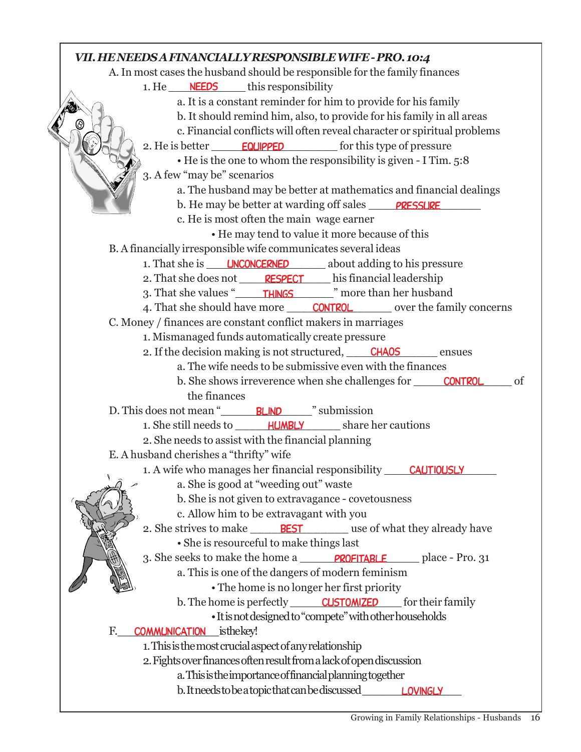### *VII. HE NEEDS A FINANCIALLY RESPONSIBLE WIFE - PRO. 10:4*

A. In most cases the husband should be responsible for the family finances

1. He ___NEEDS___ this responsibility
   a. It is a constant reminder for him to provide for his family
   b. It should remind him, also, to provide for his family in all areas
   c. Financial conflicts will often reveal character or spiritual problems
2. He is better ___EQUIPPED___ for this type of pressure
   - He is the one to whom the responsibility is given - I Tim. 5:8
3. A few "may be" scenarios
   a. The husband may be better at mathematics and financial dealings
   b. He may be better at warding off sales ___PRESSURE___
   c. He is most often the main wage earner
      - He may tend to value it more because of this

B. A financially irresponsible wife communicates several ideas

1. That she is ___UNCONCERNED___ about adding to his pressure
2. That she does not ___RESPECT___ his financial leadership
3. That she values "___THINGS___" more than her husband
4. That she should have more ___CONTROL___ over the family concerns

C. Money / finances are constant conflict makers in marriages

1. Mismanaged funds automatically create pressure
2. If the decision making is not structured, ___CHAOS___ ensues
   a. The wife needs to be submissive even with the finances
   b. She shows irreverence when she challenges for ___CONTROL___ of the finances

D. This does not mean "___BLIND___" submission

1. She still needs to ___HUMBLY___ share her cautions
2. She needs to assist with the financial planning

E. A husband cherishes a "thrifty" wife

1. A wife who manages her financial responsibility ___CAUTIOUSLY___
   a. She is good at "weeding out" waste
   b. She is not given to extravagance - covetousness
   c. Allow him to be extravagant with you
2. She strives to make ___BEST___ use of what they already have
   - She is resourceful to make things last
3. She seeks to make the home a ___PROFITABLE___ place - Pro. 31
   a. This is one of the dangers of modern feminism
      - The home is no longer her first priority
   b. The home is perfectly ___CUSTOMIZED___ for their family
      - It is not designed to "compete" with other households

F. ___COMMUNICATION___ is the key!

1. This is the most crucial aspect of any relationship
2. Fights over finances often result from a lack of open discussion
   a. This is the importance of financial planning together
   b. It needs to be a topic that can be discussed ___LOVINGLY___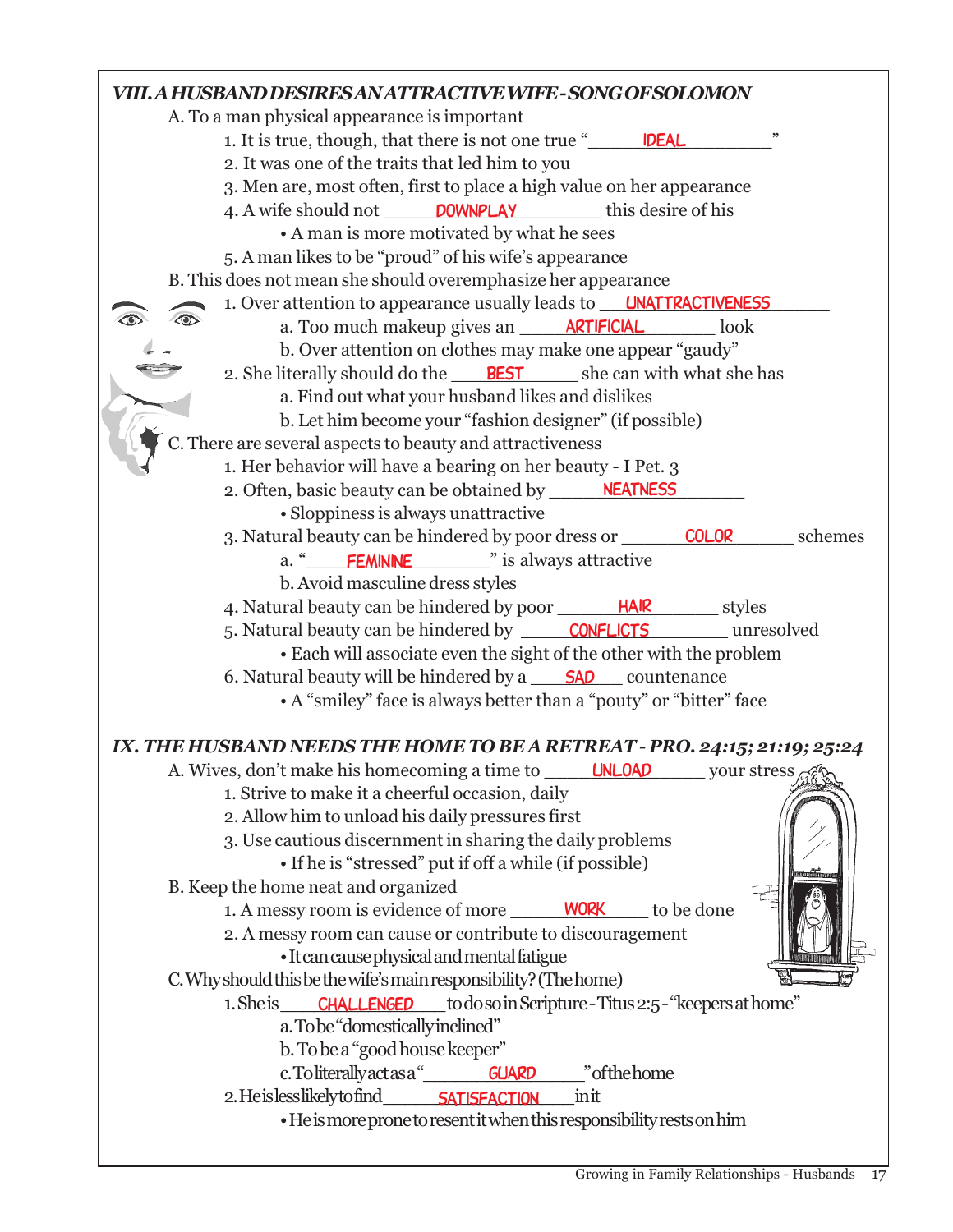## *VIII. A HUSBAND DESIRES AN ATTRACTIVE WIFE - SONG OF SOLOMON*

A. To a man physical appearance is important

1. It is true, though, that there is not one true "IDEAL"
2. It was one of the traits that led him to you
3. Men are, most often, first to place a high value on her appearance
4. A wife should not DOWNPLAY this desire of his
   - A man is more motivated by what he sees
5. A man likes to be "proud" of his wife's appearance

B. This does not mean she should overemphasize her appearance

1. Over attention to appearance usually leads to UNATTRACTIVENESS
   a. Too much makeup gives an ARTIFICIAL look
   b. Over attention on clothes may make one appear "gaudy"
2. She literally should do the BEST she can with what she has
   a. Find out what your husband likes and dislikes
   b. Let him become your "fashion designer" (if possible)

C. There are several aspects to beauty and attractiveness

1. Her behavior will have a bearing on her beauty - I Pet. 3
2. Often, basic beauty can be obtained by NEATNESS
   - Sloppiness is always unattractive
3. Natural beauty can be hindered by poor dress or COLOR schemes
   a. "FEMININE" is always attractive
   b. Avoid masculine dress styles
4. Natural beauty can be hindered by poor HAIR styles
5. Natural beauty can be hindered by CONFLICTS unresolved
   - Each will associate even the sight of the other with the problem
6. Natural beauty will be hindered by a SAD countenance
   - A "smiley" face is always better than a "pouty" or "bitter" face

## *IX. THE HUSBAND NEEDS THE HOME TO BE A RETREAT - PRO. 24:15; 21:19; 25:24*

A. Wives, don't make his homecoming a time to UNLOAD your stress

1. Strive to make it a cheerful occasion, daily
2. Allow him to unload his daily pressures first
3. Use cautious discernment in sharing the daily problems
   - If he is "stressed" put if off a while (if possible)

B. Keep the home neat and organized

1. A messy room is evidence of more WORK to be done
2. A messy room can cause or contribute to discouragement
   - It can cause physical and mental fatigue

C. Why should this be the wife's main responsibility? (The home)

1. She is CHALLENGED to do so in Scripture - Titus 2:5 - "keepers at home"
   a. To be "domestically inclined"
   b. To be a "good house keeper"
   c. To literally act as a "GUARD" of the home
2. He is less likely to find SATISFACTION in it
   - He is more prone to resent it when this responsibility rests on him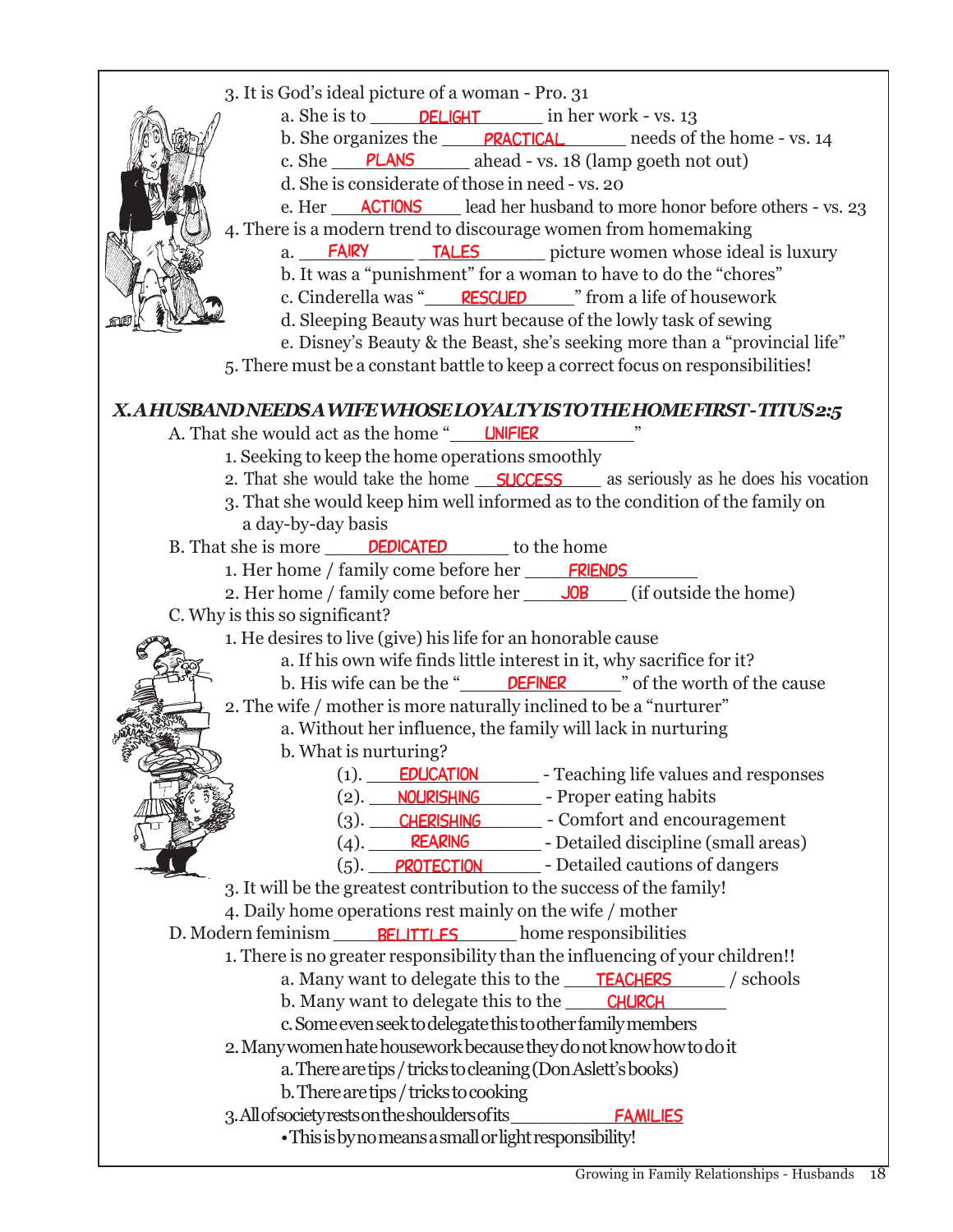3. It is God's ideal picture of a woman - Pro. 31

   a. She is to DELIGHT in her work - vs. 13

   b. She organizes the PRACTICAL needs of the home - vs. 14

   c. She PLANS ahead - vs. 18 (lamp goeth not out)

   d. She is considerate of those in need - vs. 20

   e. Her ACTIONS lead her husband to more honor before others - vs. 23

4. There is a modern trend to discourage women from homemaking

   a. FAIRY TALES picture women whose ideal is luxury

   b. It was a "punishment" for a woman to have to do the "chores"

   c. Cinderella was "RESCUED" from a life of housework

   d. Sleeping Beauty was hurt because of the lowly task of sewing

   e. Disney's Beauty & the Beast, she's seeking more than a "provincial life"

5. There must be a constant battle to keep a correct focus on responsibilities!

## *X. A HUSBAND NEEDS A WIFE WHOSE LOYALTY IS TO THE HOME FIRST - TITUS 2:5*

A. That she would act as the home "UNIFIER"

1. Seeking to keep the home operations smoothly
2. That she would take the home SUCCESS as seriously as he does his vocation
3. That she would keep him well informed as to the condition of the family on a day-by-day basis

B. That she is more DEDICATED to the home

1. Her home / family come before her FRIENDS
2. Her home / family come before her JOB (if outside the home)

C. Why is this so significant?

1. He desires to live (give) his life for an honorable cause

   a. If his own wife finds little interest in it, why sacrifice for it?

   b. His wife can be the "DEFINER" of the worth of the cause

2. The wife / mother is more naturally inclined to be a "nurturer"

   a. Without her influence, the family will lack in nurturing

   b. What is nurturing?

      (1). EDUCATION - Teaching life values and responses

      (2). NOURISHING - Proper eating habits

      (3). CHERISHING - Comfort and encouragement

      (4). REARING - Detailed discipline (small areas)

      (5). PROTECTION - Detailed cautions of dangers

3. It will be the greatest contribution to the success of the family!
4. Daily home operations rest mainly on the wife / mother

D. Modern feminism BELITTLES home responsibilities

1. There is no greater responsibility than the influencing of your children!!

   a. Many want to delegate this to the TEACHERS / schools

   b. Many want to delegate this to the CHURCH

   c. Some even seek to delegate this to other family members

2. Many women hate housework because they do not know how to do it

   a. There are tips / tricks to cleaning (Don Aslett's books)

   b. There are tips / tricks to cooking

3. All of society rests on the shoulders of its FAMILIES

   • This is by no means a small or light responsibility!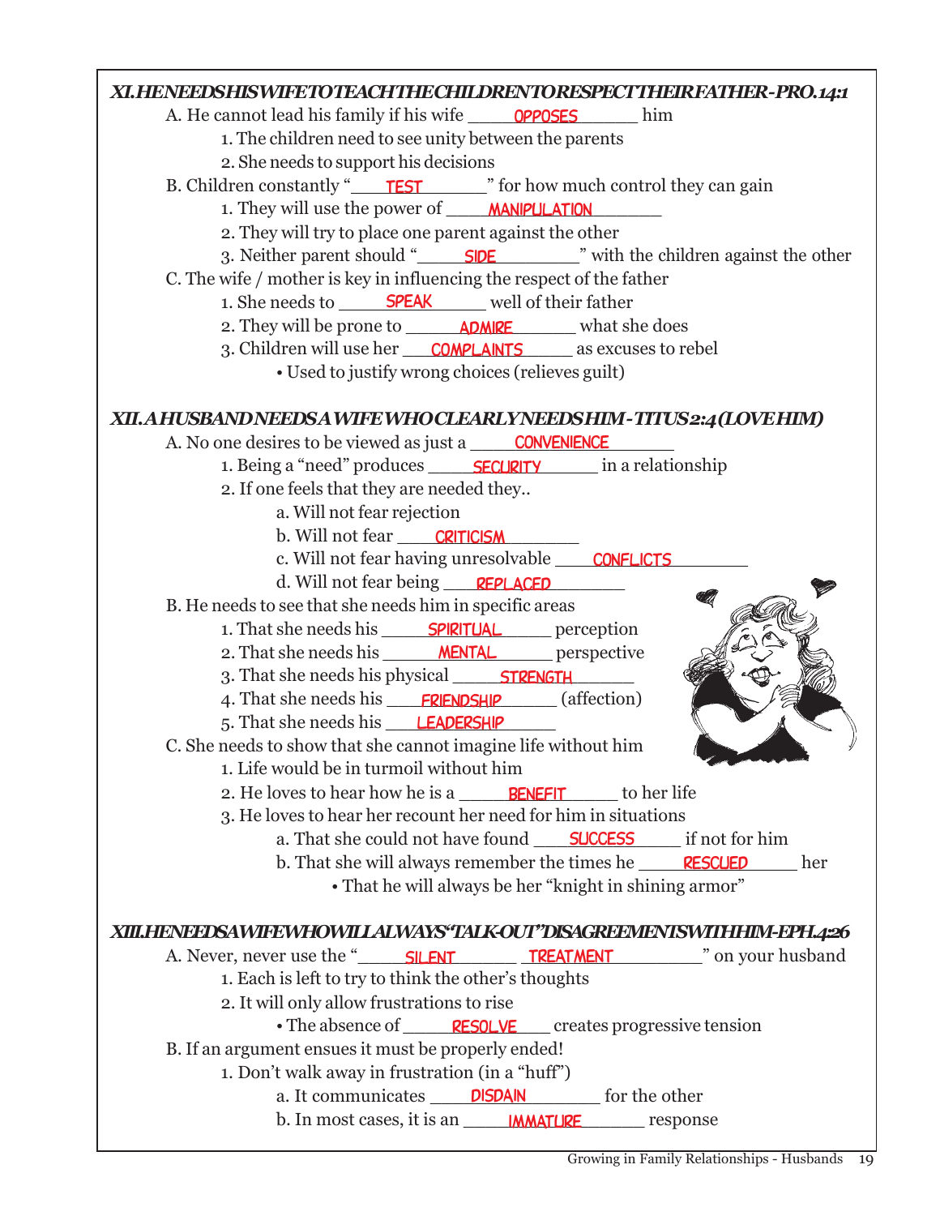### *XI. HE NEEDS HIS WIFE TO TEACH THE CHILDREN TO RESPECT THEIR FATHER - PRO. 14:1*

A. He cannot lead his family if his wife **OPPOSES** him

1. The children need to see unity between the parents
2. She needs to support his decisions

B. Children constantly "**TEST**" for how much control they can gain

1. They will use the power of **MANIPULATION**
2. They will try to place one parent against the other
3. Neither parent should "**SIDE**" with the children against the other

C. The wife / mother is key in influencing the respect of the father

1. She needs to **SPEAK** well of their father
2. They will be prone to **ADMIRE** what she does
3. Children will use her **COMPLAINTS** as excuses to rebel
   - Used to justify wrong choices (relieves guilt)

### *XII. A HUSBAND NEEDS A WIFE WHO CLEARLY NEEDS HIM - TITUS 2:4 (LOVE HIM)*

A. No one desires to be viewed as just a **CONVENIENCE**

1. Being a "need" produces **SECURITY** in a relationship
2. If one feels that they are needed they..
   a. Will not fear rejection
   b. Will not fear **CRITICISM**
   c. Will not fear having unresolvable **CONFLICTS**
   d. Will not fear being **REPLACED**

B. He needs to see that she needs him in specific areas

1. That she needs his **SPIRITUAL** perception
2. That she needs his **MENTAL** perspective
3. That she needs his physical **STRENGTH**
4. That she needs his **FRIENDSHIP** (affection)
5. That she needs his **LEADERSHIP**

C. She needs to show that she cannot imagine life without him

1. Life would be in turmoil without him
2. He loves to hear how he is a **BENEFIT** to her life
3. He loves to hear her recount her need for him in situations
   a. That she could not have found **SUCCESS** if not for him
   b. That she will always remember the times he **RESCUED** her
      - That he will always be her "knight in shining armor"

### *XIII. HE NEEDS A WIFE WHO WILL ALWAYS "TALK-OUT" DISAGREEMENTS WITH HIM - EPH. 4:26*

A. Never, never use the "**SILENT TREATMENT**" on your husband

1. Each is left to try to think the other's thoughts
2. It will only allow frustrations to rise
   - The absence of **RESOLVE** creates progressive tension

B. If an argument ensues it must be properly ended!

1. Don't walk away in frustration (in a "huff")
   a. It communicates **DISDAIN** for the other
   b. In most cases, it is an **IMMATURE** response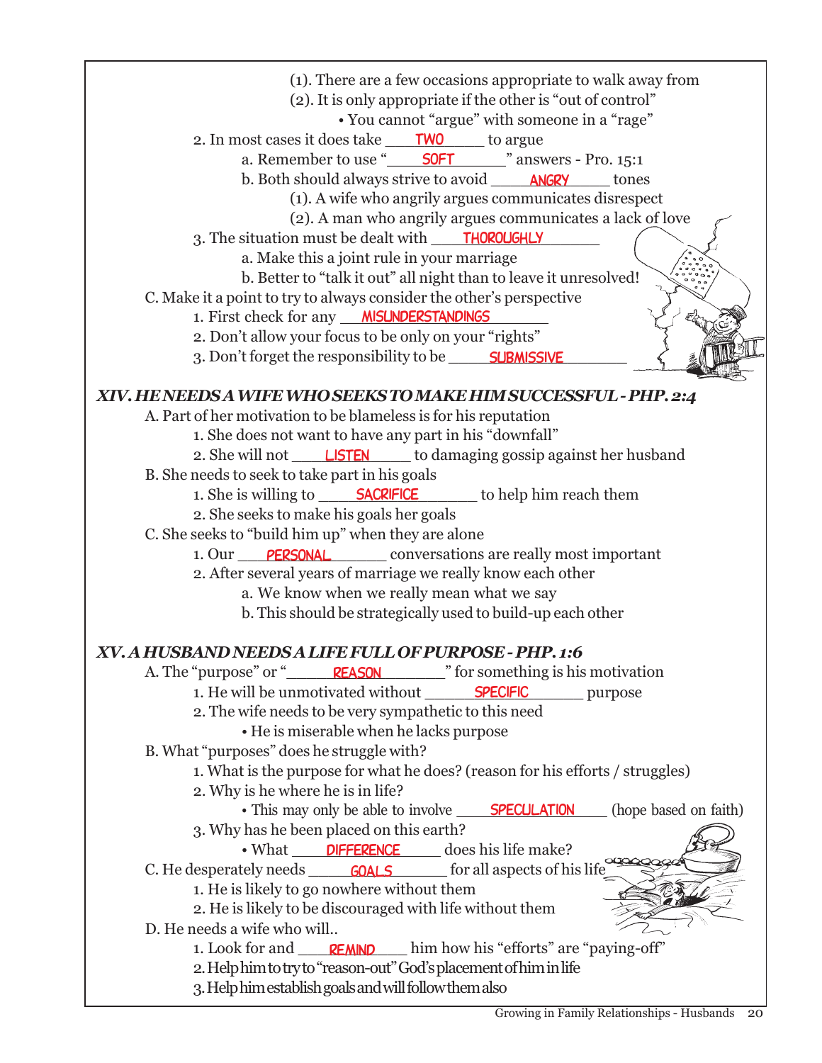(1). There are a few occasions appropriate to walk away from

(2). It is only appropriate if the other is "out of control"

- You cannot "argue" with someone in a "rage"

2. In most cases it does take \_\_\_TWO\_\_\_ to argue
   - a. Remember to use "\_\_\_SOFT\_\_\_" answers - Pro. 15:1
   - b. Both should always strive to avoid \_\_\_ANGRY\_\_\_ tones
     - (1). A wife who angrily argues communicates disrespect
     - (2). A man who angrily argues communicates a lack of love
3. The situation must be dealt with \_\_\_THOROUGHLY\_\_\_
   - a. Make this a joint rule in your marriage
   - b. Better to "talk it out" all night than to leave it unresolved!

C. Make it a point to try to always consider the other's perspective

1. First check for any \_\_\_MISUNDERSTANDINGS\_\_\_
2. Don't allow your focus to be only on your "rights"
3. Don't forget the responsibility to be \_\_\_SUBMISSIVE\_\_\_

### *XIV. HE NEEDS A WIFE WHO SEEKS TO MAKE HIM SUCCESSFUL - PHP. 2:4*

A. Part of her motivation to be blameless is for his reputation

1. She does not want to have any part in his "downfall"
2. She will not \_\_\_LISTEN\_\_\_ to damaging gossip against her husband

B. She needs to seek to take part in his goals

1. She is willing to \_\_\_SACRIFICE\_\_\_ to help him reach them
2. She seeks to make his goals her goals

C. She seeks to "build him up" when they are alone

1. Our \_\_\_PERSONAL\_\_\_ conversations are really most important
2. After several years of marriage we really know each other
   - a. We know when we really mean what we say
   - b. This should be strategically used to build-up each other

### *XV. A HUSBAND NEEDS A LIFE FULL OF PURPOSE - PHP. 1:6*

A. The "purpose" or "\_\_\_REASON\_\_\_" for something is his motivation

1. He will be unmotivated without \_\_\_SPECIFIC\_\_\_ purpose
2. The wife needs to be very sympathetic to this need
   - He is miserable when he lacks purpose

B. What "purposes" does he struggle with?

1. What is the purpose for what he does? (reason for his efforts / struggles)
2. Why is he where he is in life?
   - This may only be able to involve \_\_\_SPECULATION\_\_\_ (hope based on faith)
3. Why has he been placed on this earth?
   - What \_\_\_DIFFERENCE\_\_\_ does his life make?

C. He desperately needs \_\_\_GOALS\_\_\_ for all aspects of his life

1. He is likely to go nowhere without them
2. He is likely to be discouraged with life without them

D. He needs a wife who will..

1. Look for and \_\_\_REMIND\_\_\_ him how his "efforts" are "paying-off"
2. Help him to try to "reason-out" God's placement of him in life
3. Help him establish goals and will follow them also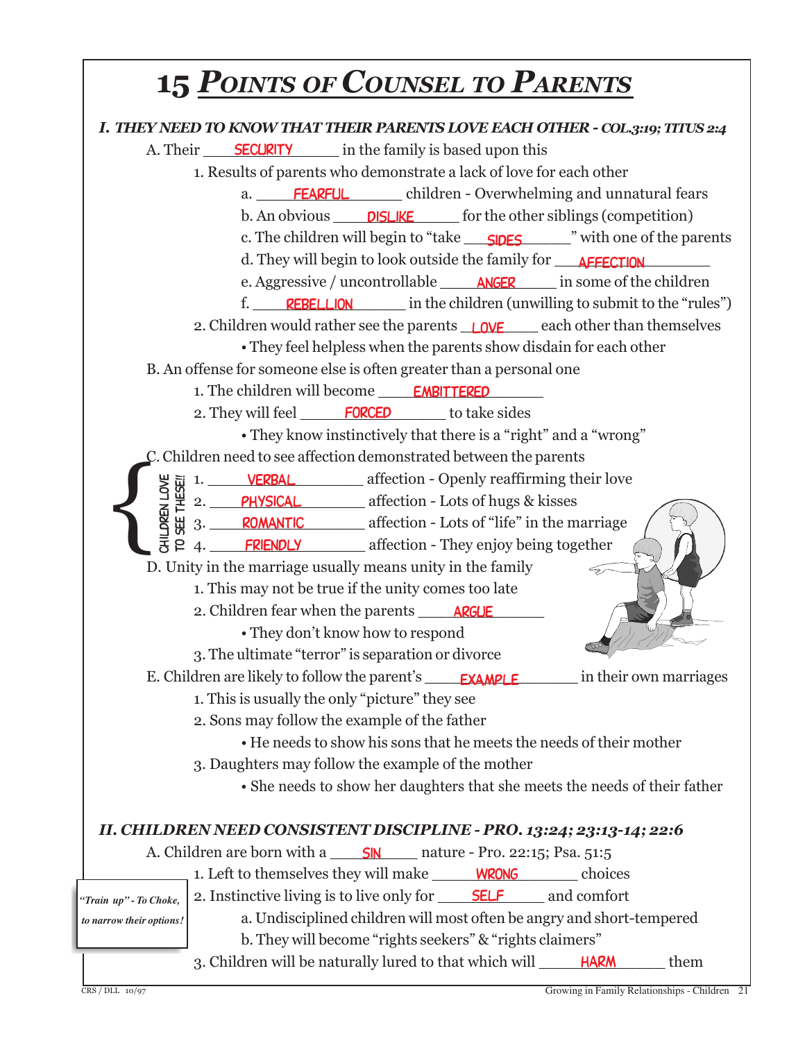# 15 *POINTS OF COUNSEL TO PARENTS*

### *I. THEY NEED TO KNOW THAT THEIR PARENTS LOVE EACH OTHER - COL.3:19; TITUS 2:4*

A. Their SECURITY in the family is based upon this

1. Results of parents who demonstrate a lack of love for each other
   - a. FEARFUL children - Overwhelming and unnatural fears
   - b. An obvious DISLIKE for the other siblings (competition)
   - c. The children will begin to "take SIDES" with one of the parents
   - d. They will begin to look outside the family for AFFECTION
   - e. Aggressive / uncontrollable ANGER in some of the children
   - f. REBELLION in the children (unwilling to submit to the "rules")
2. Children would rather see the parents LOVE each other than themselves
   - They feel helpless when the parents show disdain for each other

B. An offense for someone else is often greater than a personal one

1. The children will become EMBITTERED
2. They will feel FORCED to take sides
   - They know instinctively that there is a "right" and a "wrong"

C. Children need to see affection demonstrated between the parents

*CHILDREN LOVE TO SEE THESE!!*

1. VERBAL affection - Openly reaffirming their love
2. PHYSICAL affection - Lots of hugs & kisses
3. ROMANTIC affection - Lots of "life" in the marriage
4. FRIENDLY affection - They enjoy being together

D. Unity in the marriage usually means unity in the family

1. This may not be true if the unity comes too late
2. Children fear when the parents ARGUE
   - They don't know how to respond
3. The ultimate "terror" is separation or divorce

E. Children are likely to follow the parent's EXAMPLE in their own marriages

1. This is usually the only "picture" they see
2. Sons may follow the example of the father
   - He needs to show his sons that he meets the needs of their mother
3. Daughters may follow the example of the mother
   - She needs to show her daughters that she meets the needs of their father

### *II. CHILDREN NEED CONSISTENT DISCIPLINE - PRO. 13:24; 23:13-14; 22:6*

A. Children are born with a SIN nature - Pro. 22:15; Psa. 51:5

*"Train up" - To Choke, to narrow their options!*

1. Left to themselves they will make WRONG choices
2. Instinctive living is to live only for SELF and comfort
   - a. Undisciplined children will most often be angry and short-tempered
   - b. They will become "rights seekers" & "rights claimers"
3. Children will be naturally lured to that which will HARM them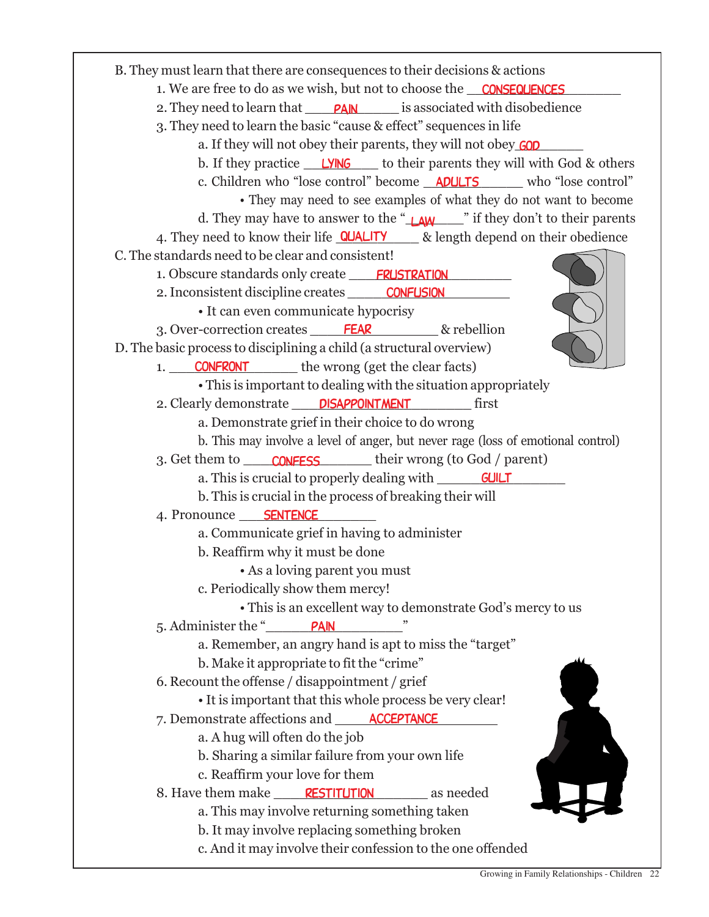B. They must learn that there are consequences to their decisions & actions

1. We are free to do as we wish, but not to choose the CONSEQUENCES
2. They need to learn that PAIN is associated with disobedience
3. They need to learn the basic "cause & effect" sequences in life
    a. If they will not obey their parents, they will not obey GOD
    b. If they practice LYING to their parents they will with God & others
    c. Children who "lose control" become ADULTS who "lose control"
        - They may need to see examples of what they do not want to become
    d. They may have to answer to the "LAW" if they don't to their parents
4. They need to know their life QUALITY & length depend on their obedience

C. The standards need to be clear and consistent!

1. Obscure standards only create FRUSTRATION
2. Inconsistent discipline creates CONFUSION
    - It can even communicate hypocrisy
3. Over-correction creates FEAR & rebellion

D. The basic process to disciplining a child (a structural overview)

1. CONFRONT the wrong (get the clear facts)
    - This is important to dealing with the situation appropriately
2. Clearly demonstrate DISAPPOINTMENT first
    a. Demonstrate grief in their choice to do wrong
    b. This may involve a level of anger, but never rage (loss of emotional control)
3. Get them to CONFESS their wrong (to God / parent)
    a. This is crucial to properly dealing with GUILT
    b. This is crucial in the process of breaking their will
4. Pronounce SENTENCE
    a. Communicate grief in having to administer
    b. Reaffirm why it must be done
        - As a loving parent you must
    c. Periodically show them mercy!
        - This is an excellent way to demonstrate God's mercy to us
5. Administer the "PAIN"
    a. Remember, an angry hand is apt to miss the "target"
    b. Make it appropriate to fit the "crime"
6. Recount the offense / disappointment / grief
    - It is important that this whole process be very clear!
7. Demonstrate affections and ACCEPTANCE
    a. A hug will often do the job
    b. Sharing a similar failure from your own life
    c. Reaffirm your love for them
8. Have them make RESTITUTION as needed
    a. This may involve returning something taken
    b. It may involve replacing something broken
    c. And it may involve their confession to the one offended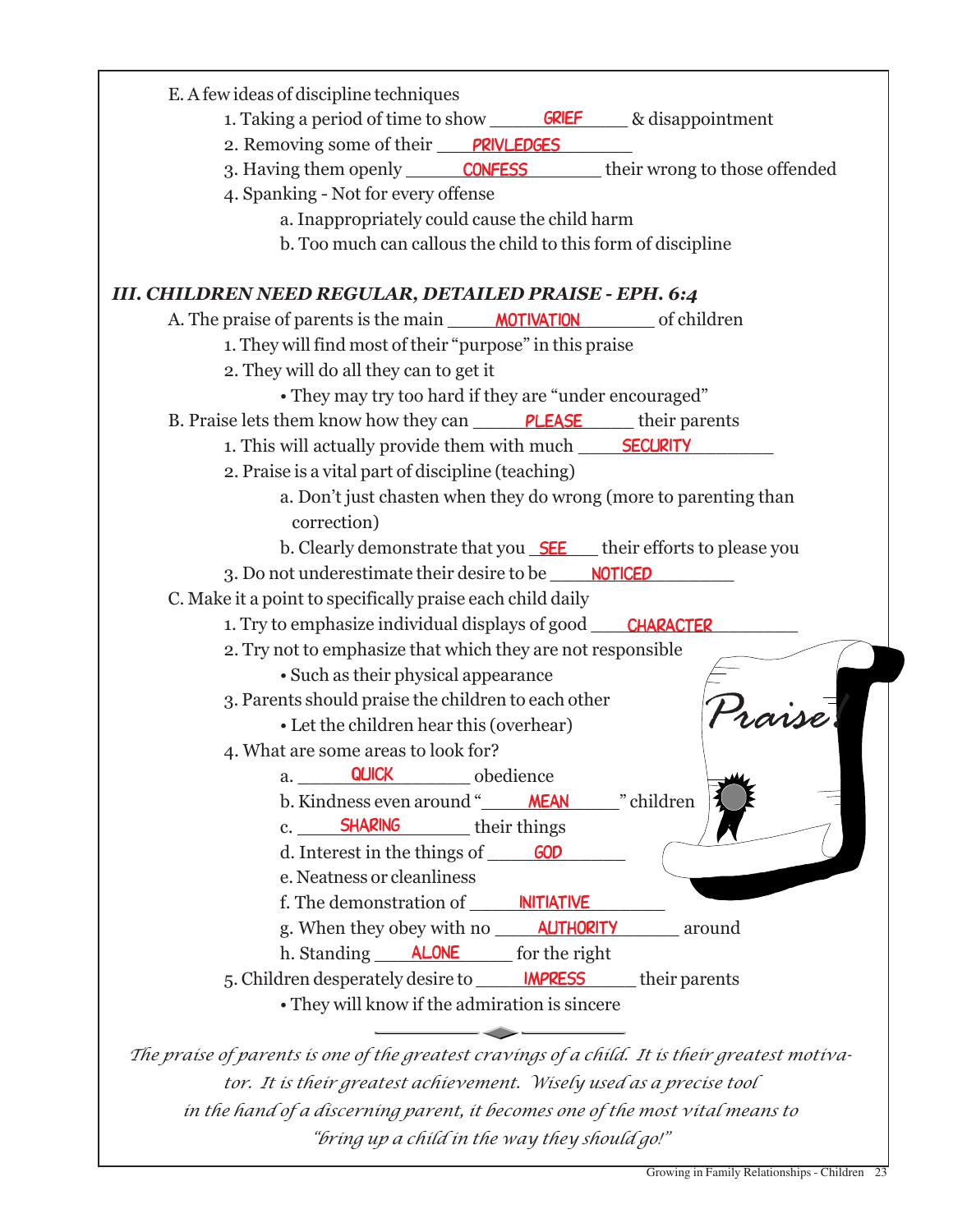E. A few ideas of discipline techniques

1. Taking a period of time to show GRIEF & disappointment
2. Removing some of their PRIVLEDGES
3. Having them openly CONFESS their wrong to those offended
4. Spanking - Not for every offense
   - a. Inappropriately could cause the child harm
   - b. Too much can callous the child to this form of discipline

### *III. CHILDREN NEED REGULAR, DETAILED PRAISE - EPH. 6:4*

A. The praise of parents is the main MOTIVATION of children

1. They will find most of their "purpose" in this praise
2. They will do all they can to get it
   - They may try too hard if they are "under encouraged"

B. Praise lets them know how they can PLEASE their parents

1. This will actually provide them with much SECURITY
2. Praise is a vital part of discipline (teaching)
   - a. Don't just chasten when they do wrong (more to parenting than correction)
   - b. Clearly demonstrate that you SEE their efforts to please you
3. Do not underestimate their desire to be NOTICED

C. Make it a point to specifically praise each child daily

1. Try to emphasize individual displays of good CHARACTER
2. Try not to emphasize that which they are not responsible
   - Such as their physical appearance
3. Parents should praise the children to each other
   - Let the children hear this (overhear)
4. What are some areas to look for?
   - a. QUICK obedience
   - b. Kindness even around "MEAN" children
   - c. SHARING their things
   - d. Interest in the things of GOD
   - e. Neatness or cleanliness
   - f. The demonstration of INITIATIVE
   - g. When they obey with no AUTHORITY around
   - h. Standing ALONE for the right
5. Children desperately desire to IMPRESS their parents
   - They will know if the admiration is sincere

Praise!

*The praise of parents is one of the greatest cravings of a child. It is their greatest motivator. It is their greatest achievement. Wisely used as a precise tool in the hand of a discerning parent, it becomes one of the most vital means to "bring up a child in the way they should go!"*